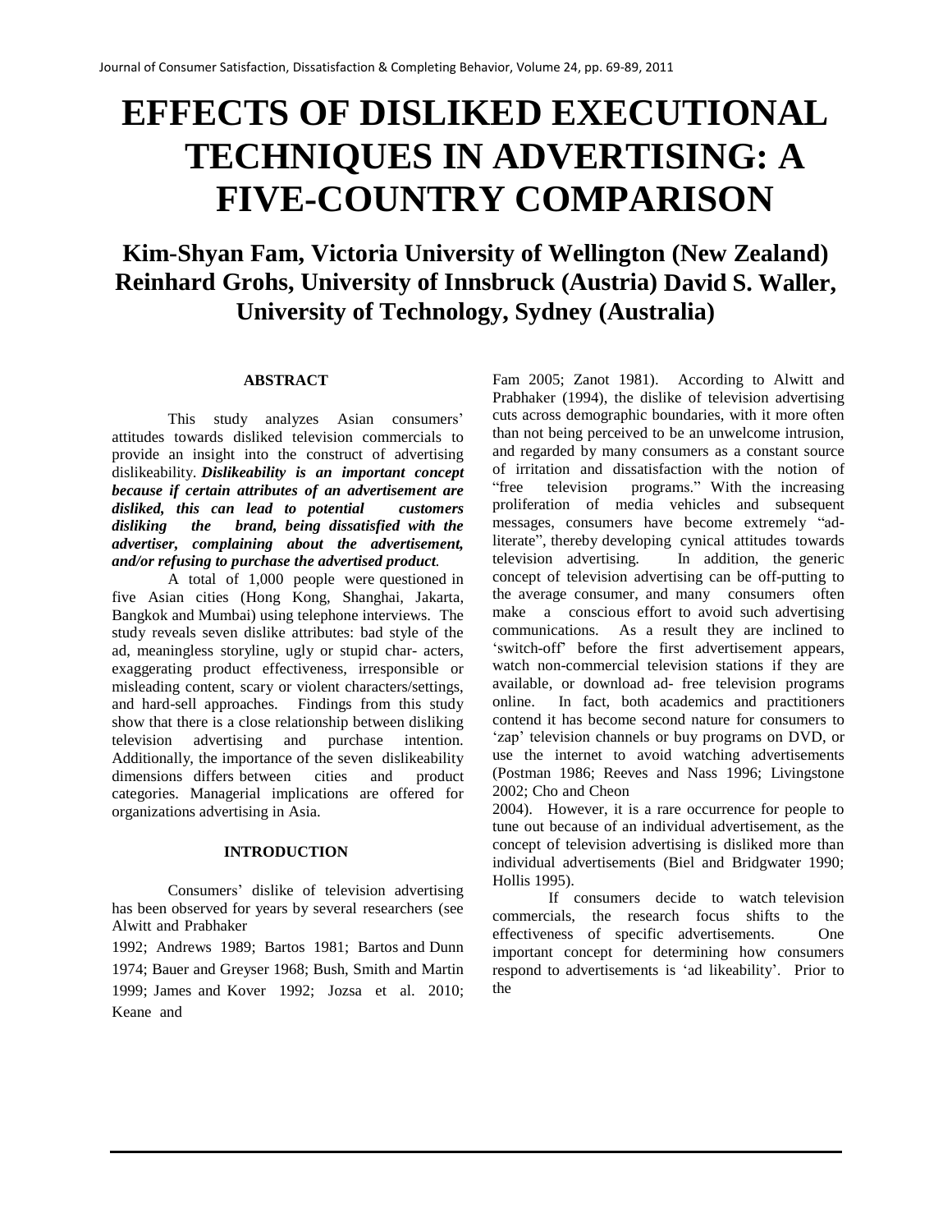# EFFECTS OF DISLIKED EXECUTIONAL TECHNIQUES IN ADVERTISING: A FIVE-COUNTRY COMPARISON

## Kim-Shyan Fam, Victoria University of Wellington (New Zealand) Reinhard Grohs, University of Innsbruck (Austria) David S. Waller, University of Technology, Sydney (Australia)

### ABSTRACT

This study analyzes Asian consumers' attitudes towards disliked television commercials to provide an insight into the construct of advertising dislikeability. ***Dislikeability is an important concept because if certain attributes of an advertisement are disliked, this can lead to potential customers disliking the brand, being dissatisfied with the advertiser, complaining about the advertisement, and/or refusing to purchase the advertised product.***

A total of 1,000 people were questioned in five Asian cities (Hong Kong, Shanghai, Jakarta, Bangkok and Mumbai) using telephone interviews. The study reveals seven dislike attributes: bad style of the ad, meaningless storyline, ugly or stupid characters, exaggerating product effectiveness, irresponsible or misleading content, scary or violent characters/settings, and hard-sell approaches. Findings from this study show that there is a close relationship between disliking television advertising and purchase intention. Additionally, the importance of the seven dislikeability dimensions differs between cities and product categories. Managerial implications are offered for organizations advertising in Asia.

### INTRODUCTION

Consumers' dislike of television advertising has been observed for years by several researchers (see Alwitt and Prabhaker 1992; Andrews 1989; Bartos 1981; Bartos and Dunn 1974; Bauer and Greyser 1968; Bush, Smith and Martin 1999; James and Kover 1992; Jozsa et al. 2010; Keane and Fam 2005; Zanot 1981). According to Alwitt and Prabhaker (1994), the dislike of television advertising cuts across demographic boundaries, with it more often than not being perceived to be an unwelcome intrusion, and regarded by many consumers as a constant source of irritation and dissatisfaction with the notion of "free television programs." With the increasing proliferation of media vehicles and subsequent messages, consumers have become extremely "ad-literate", thereby developing cynical attitudes towards television advertising. In addition, the generic concept of television advertising can be off-putting to the average consumer, and many consumers often make a conscious effort to avoid such advertising communications. As a result they are inclined to 'switch-off' before the first advertisement appears, watch non-commercial television stations if they are available, or download ad- free television programs online. In fact, both academics and practitioners contend it has become second nature for consumers to 'zap' television channels or buy programs on DVD, or use the internet to avoid watching advertisements (Postman 1986; Reeves and Nass 1996; Livingstone 2002; Cho and Cheon 2004). However, it is a rare occurrence for people to tune out because of an individual advertisement, as the concept of television advertising is disliked more than individual advertisements (Biel and Bridgwater 1990; Hollis 1995).

If consumers decide to watch television commercials, the research focus shifts to the effectiveness of specific advertisements. One important concept for determining how consumers respond to advertisements is 'ad likeability'. Prior to the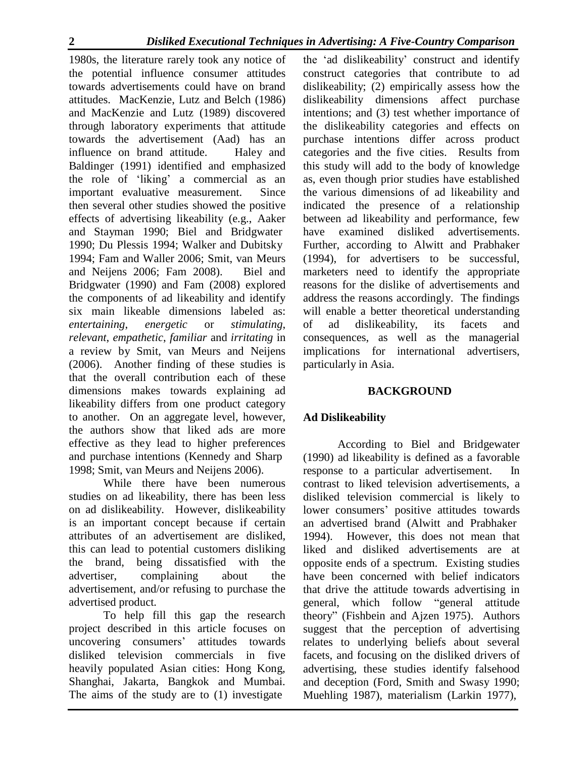1980s, the literature rarely took any notice of the potential influence consumer attitudes towards advertisements could have on brand attitudes. MacKenzie, Lutz and Belch (1986) and MacKenzie and Lutz (1989) discovered through laboratory experiments that attitude towards the advertisement (Aad) has an influence on brand attitude. Haley and Baldinger (1991) identified and emphasized the role of 'liking' a commercial as an important evaluative measurement. Since then several other studies showed the positive effects of advertising likeability (e.g., Aaker and Stayman 1990; Biel and Bridgwater 1990; Du Plessis 1994; Walker and Dubitsky 1994; Fam and Waller 2006; Smit, van Meurs and Neijens 2006; Fam 2008). Biel and Bridgwater (1990) and Fam (2008) explored the components of ad likeability and identify six main likeable dimensions labeled as: *entertaining*, *energetic* or *stimulating*, *relevant*, *empathetic*, *familiar* and *irritating* in a review by Smit, van Meurs and Neijens (2006). Another finding of these studies is that the overall contribution each of these dimensions makes towards explaining ad likeability differs from one product category to another. On an aggregate level, however, the authors show that liked ads are more effective as they lead to higher preferences and purchase intentions (Kennedy and Sharp 1998; Smit, van Meurs and Neijens 2006).

While there have been numerous studies on ad likeability, there has been less on ad dislikeability. However, dislikeability is an important concept because if certain attributes of an advertisement are disliked, this can lead to potential customers disliking the brand, being dissatisfied with the advertiser, complaining about the advertisement, and/or refusing to purchase the advertised product.

To help fill this gap the research project described in this article focuses on uncovering consumers' attitudes towards disliked television commercials in five heavily populated Asian cities: Hong Kong, Shanghai, Jakarta, Bangkok and Mumbai. The aims of the study are to (1) investigate the 'ad dislikeability' construct and identify construct categories that contribute to ad dislikeability; (2) empirically assess how the dislikeability dimensions affect purchase intentions; and (3) test whether importance of the dislikeability categories and effects on purchase intentions differ across product categories and the five cities. Results from this study will add to the body of knowledge as, even though prior studies have established the various dimensions of ad likeability and indicated the presence of a relationship between ad likeability and performance, few have examined disliked advertisements. Further, according to Alwitt and Prabhaker (1994), for advertisers to be successful, marketers need to identify the appropriate reasons for the dislike of advertisements and address the reasons accordingly. The findings will enable a better theoretical understanding of ad dislikeability, its facets and consequences, as well as the managerial implications for international advertisers, particularly in Asia.

## BACKGROUND

### Ad Dislikeability

According to Biel and Bridgewater (1990) ad likeability is defined as a favorable response to a particular advertisement. In contrast to liked television advertisements, a disliked television commercial is likely to lower consumers' positive attitudes towards an advertised brand (Alwitt and Prabhaker 1994). However, this does not mean that liked and disliked advertisements are at opposite ends of a spectrum. Existing studies have been concerned with belief indicators that drive the attitude towards advertising in general, which follow "general attitude theory" (Fishbein and Ajzen 1975). Authors suggest that the perception of advertising relates to underlying beliefs about several facets, and focusing on the disliked drivers of advertising, these studies identify falsehood and deception (Ford, Smith and Swasy 1990; Muehling 1987), materialism (Larkin 1977),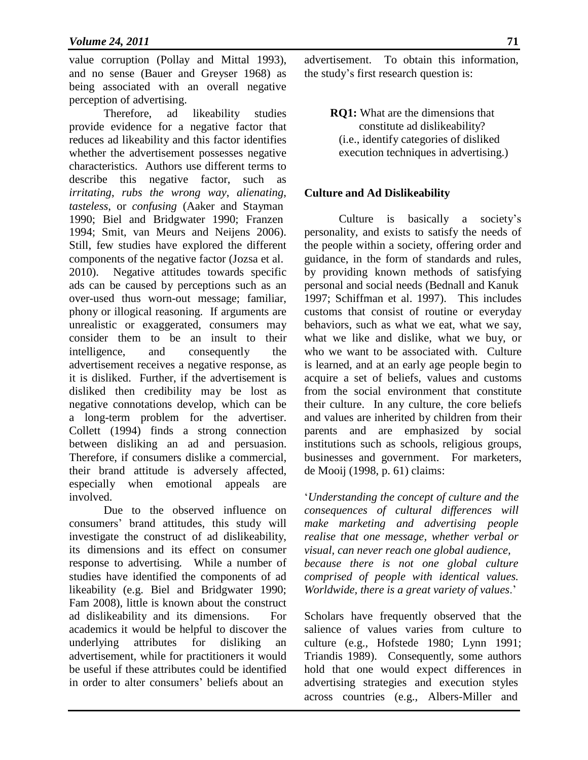value corruption (Pollay and Mittal 1993), and no sense (Bauer and Greyser 1968) as being associated with an overall negative perception of advertising.

Therefore, ad likeability studies provide evidence for a negative factor that reduces ad likeability and this factor identifies whether the advertisement possesses negative characteristics. Authors use different terms to describe this negative factor, such as *irritating*, *rubs the wrong way*, *alienating*, *tasteless*, or *confusing* (Aaker and Stayman 1990; Biel and Bridgwater 1990; Franzen 1994; Smit, van Meurs and Neijens 2006). Still, few studies have explored the different components of the negative factor (Jozsa et al. 2010). Negative attitudes towards specific ads can be caused by perceptions such as an over-used thus worn-out message; familiar, phony or illogical reasoning. If arguments are unrealistic or exaggerated, consumers may consider them to be an insult to their intelligence, and consequently the advertisement receives a negative response, as it is disliked. Further, if the advertisement is disliked then credibility may be lost as negative connotations develop, which can be a long-term problem for the advertiser. Collett (1994) finds a strong connection between disliking an ad and persuasion. Therefore, if consumers dislike a commercial, their brand attitude is adversely affected, especially when emotional appeals are involved.

Due to the observed influence on consumers' brand attitudes, this study will investigate the construct of ad dislikeability, its dimensions and its effect on consumer response to advertising. While a number of studies have identified the components of ad likeability (e.g. Biel and Bridgwater 1990; Fam 2008), little is known about the construct ad dislikeability and its dimensions. For academics it would be helpful to discover the underlying attributes for disliking an advertisement, while for practitioners it would be useful if these attributes could be identified in order to alter consumers' beliefs about an advertisement. To obtain this information, the study's first research question is:

> **RQ1:** What are the dimensions that constitute ad dislikeability?
> (i.e., identify categories of disliked execution techniques in advertising.)

## Culture and Ad Dislikeability

Culture is basically a society's personality, and exists to satisfy the needs of the people within a society, offering order and guidance, in the form of standards and rules, by providing known methods of satisfying personal and social needs (Bednall and Kanuk 1997; Schiffman et al. 1997). This includes customs that consist of routine or everyday behaviors, such as what we eat, what we say, what we like and dislike, what we buy, or who we want to be associated with. Culture is learned, and at an early age people begin to acquire a set of beliefs, values and customs from the social environment that constitute their culture. In any culture, the core beliefs and values are inherited by children from their parents and are emphasized by social institutions such as schools, religious groups, businesses and government. For marketers, de Mooij (1998, p. 61) claims:

'*Understanding the concept of culture and the consequences of cultural differences will make marketing and advertising people realise that one message, whether verbal or visual, can never reach one global audience, because there is not one global culture comprised of people with identical values. Worldwide, there is a great variety of values*.'

Scholars have frequently observed that the salience of values varies from culture to culture (e.g., Hofstede 1980; Lynn 1991; Triandis 1989). Consequently, some authors hold that one would expect differences in advertising strategies and execution styles across countries (e.g., Albers-Miller and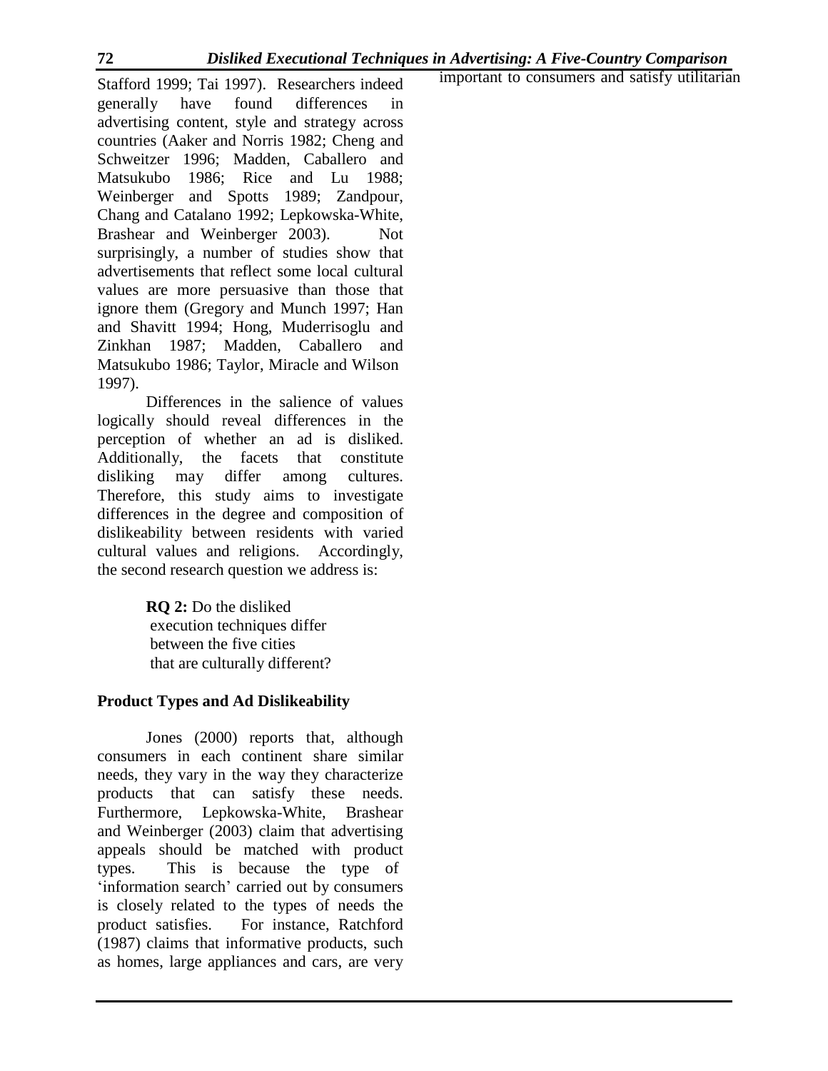Stafford 1999; Tai 1997). Researchers indeed generally have found differences in advertising content, style and strategy across countries (Aaker and Norris 1982; Cheng and Schweitzer 1996; Madden, Caballero and Matsukubo 1986; Rice and Lu 1988; Weinberger and Spotts 1989; Zandpour, Chang and Catalano 1992; Lepkowska-White, Brashear and Weinberger 2003). Not surprisingly, a number of studies show that advertisements that reflect some local cultural values are more persuasive than those that ignore them (Gregory and Munch 1997; Han and Shavitt 1994; Hong, Muderrisoglu and Zinkhan 1987; Madden, Caballero and Matsukubo 1986; Taylor, Miracle and Wilson 1997).

Differences in the salience of values logically should reveal differences in the perception of whether an ad is disliked. Additionally, the facets that constitute disliking may differ among cultures. Therefore, this study aims to investigate differences in the degree and composition of dislikeability between residents with varied cultural values and religions. Accordingly, the second research question we address is:

> **RQ 2:** Do the disliked execution techniques differ between the five cities that are culturally different?

### Product Types and Ad Dislikeability

Jones (2000) reports that, although consumers in each continent share similar needs, they vary in the way they characterize products that can satisfy these needs. Furthermore, Lepkowska-White, Brashear and Weinberger (2003) claim that advertising appeals should be matched with product types. This is because the type of 'information search' carried out by consumers is closely related to the types of needs the product satisfies. For instance, Ratchford (1987) claims that informative products, such as homes, large appliances and cars, are very important to consumers and satisfy utilitarian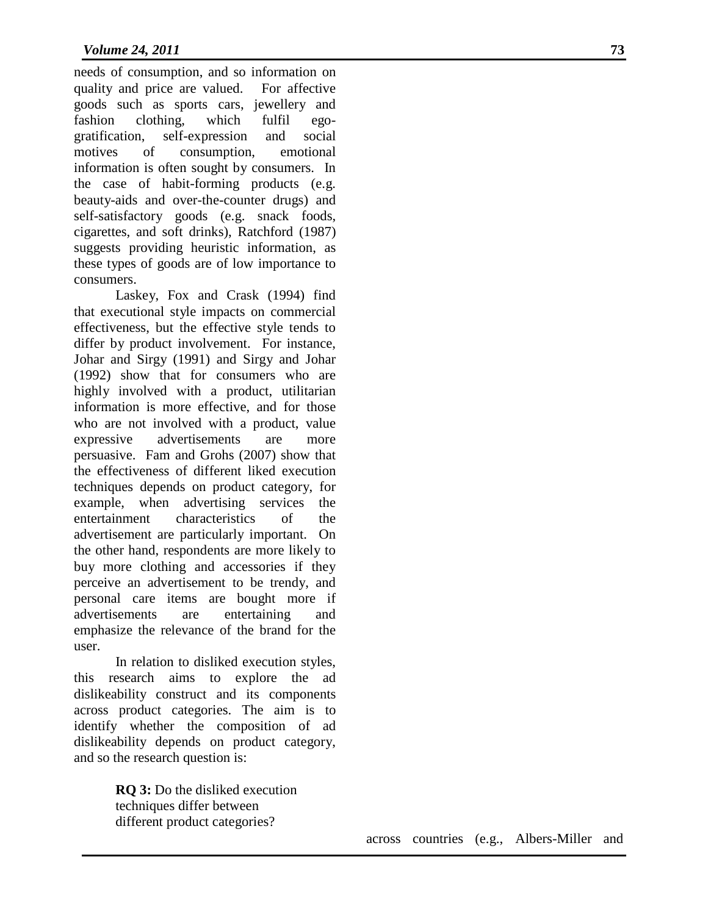needs of consumption, and so information on quality and price are valued. For affective goods such as sports cars, jewellery and fashion clothing, which fulfil ego-gratification, self-expression and social motives of consumption, emotional information is often sought by consumers. In the case of habit-forming products (e.g. beauty-aids and over-the-counter drugs) and self-satisfactory goods (e.g. snack foods, cigarettes, and soft drinks), Ratchford (1987) suggests providing heuristic information, as these types of goods are of low importance to consumers.

Laskey, Fox and Crask (1994) find that executional style impacts on commercial effectiveness, but the effective style tends to differ by product involvement. For instance, Johar and Sirgy (1991) and Sirgy and Johar (1992) show that for consumers who are highly involved with a product, utilitarian information is more effective, and for those who are not involved with a product, value expressive advertisements are more persuasive. Fam and Grohs (2007) show that the effectiveness of different liked execution techniques depends on product category, for example, when advertising services the entertainment characteristics of the advertisement are particularly important. On the other hand, respondents are more likely to buy more clothing and accessories if they perceive an advertisement to be trendy, and personal care items are bought more if advertisements are entertaining and emphasize the relevance of the brand for the user.

In relation to disliked execution styles, this research aims to explore the ad dislikeability construct and its components across product categories. The aim is to identify whether the composition of ad dislikeability depends on product category, and so the research question is:

> **RQ 3:** Do the disliked execution techniques differ between different product categories?

across countries (e.g., Albers-Miller and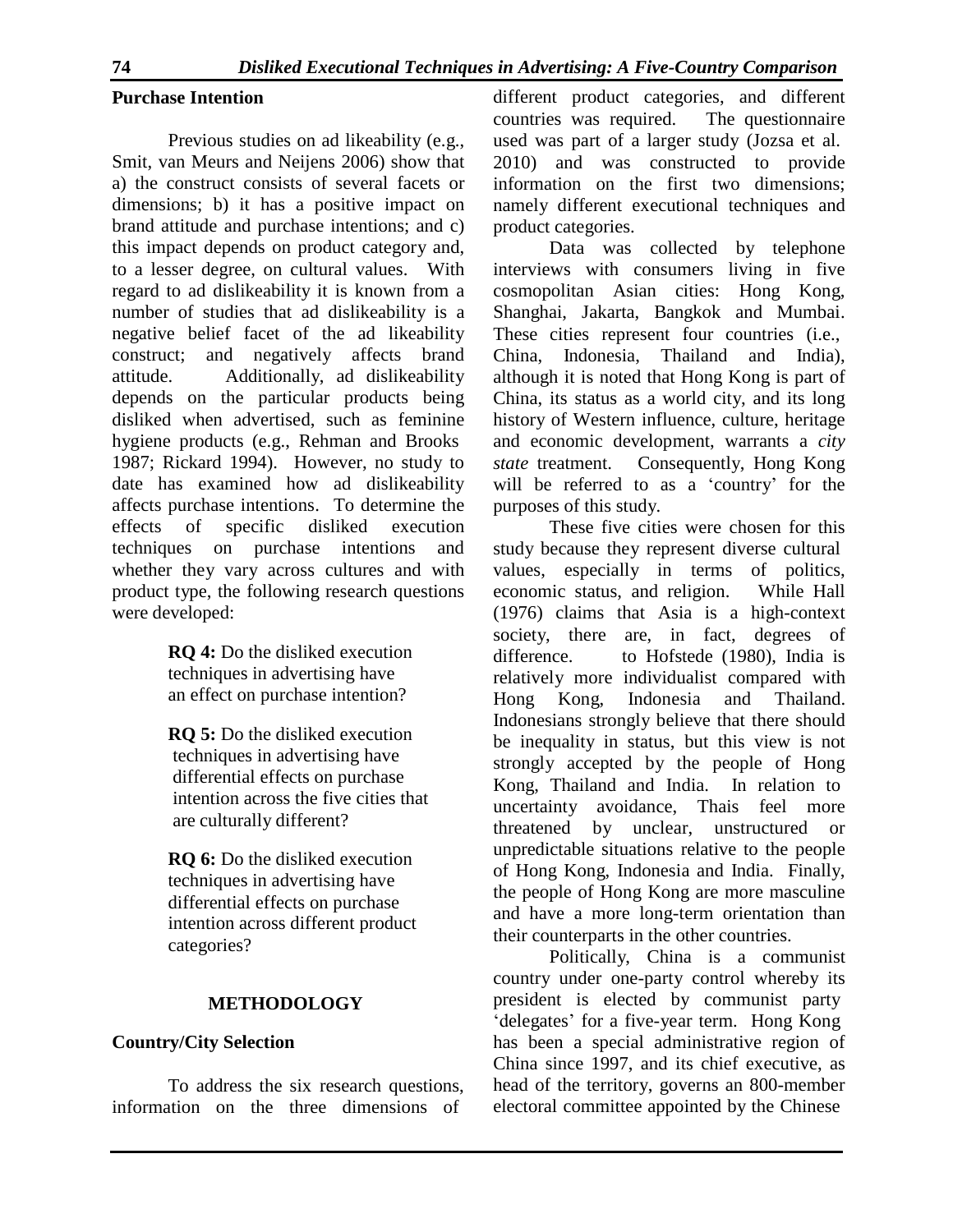### Purchase Intention

Previous studies on ad likeability (e.g., Smit, van Meurs and Neijens 2006) show that a) the construct consists of several facets or dimensions; b) it has a positive impact on brand attitude and purchase intentions; and c) this impact depends on product category and, to a lesser degree, on cultural values. With regard to ad dislikeability it is known from a number of studies that ad dislikeability is a negative belief facet of the ad likeability construct; and negatively affects brand attitude. Additionally, ad dislikeability depends on the particular products being disliked when advertised, such as feminine hygiene products (e.g., Rehman and Brooks 1987; Rickard 1994). However, no study to date has examined how ad dislikeability affects purchase intentions. To determine the effects of specific disliked execution techniques on purchase intentions and whether they vary across cultures and with product type, the following research questions were developed:

> **RQ 4:** Do the disliked execution techniques in advertising have an effect on purchase intention?
>
> **RQ 5:** Do the disliked execution techniques in advertising have differential effects on purchase intention across the five cities that are culturally different?
>
> **RQ 6:** Do the disliked execution techniques in advertising have differential effects on purchase intention across different product categories?

## METHODOLOGY

### Country/City Selection

To address the six research questions, information on the three dimensions of different product categories, and different countries was required. The questionnaire used was part of a larger study (Jozsa et al. 2010) and was constructed to provide information on the first two dimensions; namely different executional techniques and product categories.

Data was collected by telephone interviews with consumers living in five cosmopolitan Asian cities: Hong Kong, Shanghai, Jakarta, Bangkok and Mumbai. These cities represent four countries (i.e., China, Indonesia, Thailand and India), although it is noted that Hong Kong is part of China, its status as a world city, and its long history of Western influence, culture, heritage and economic development, warrants a *city state* treatment. Consequently, Hong Kong will be referred to as a 'country' for the purposes of this study.

These five cities were chosen for this study because they represent diverse cultural values, especially in terms of politics, economic status, and religion. While Hall (1976) claims that Asia is a high-context society, there are, in fact, degrees of difference. to Hofstede (1980), India is relatively more individualist compared with Hong Kong, Indonesia and Thailand. Indonesians strongly believe that there should be inequality in status, but this view is not strongly accepted by the people of Hong Kong, Thailand and India. In relation to uncertainty avoidance, Thais feel more threatened by unclear, unstructured or unpredictable situations relative to the people of Hong Kong, Indonesia and India. Finally, the people of Hong Kong are more masculine and have a more long-term orientation than their counterparts in the other countries.

Politically, China is a communist country under one-party control whereby its president is elected by communist party 'delegates' for a five-year term. Hong Kong has been a special administrative region of China since 1997, and its chief executive, as head of the territory, governs an 800-member electoral committee appointed by the Chinese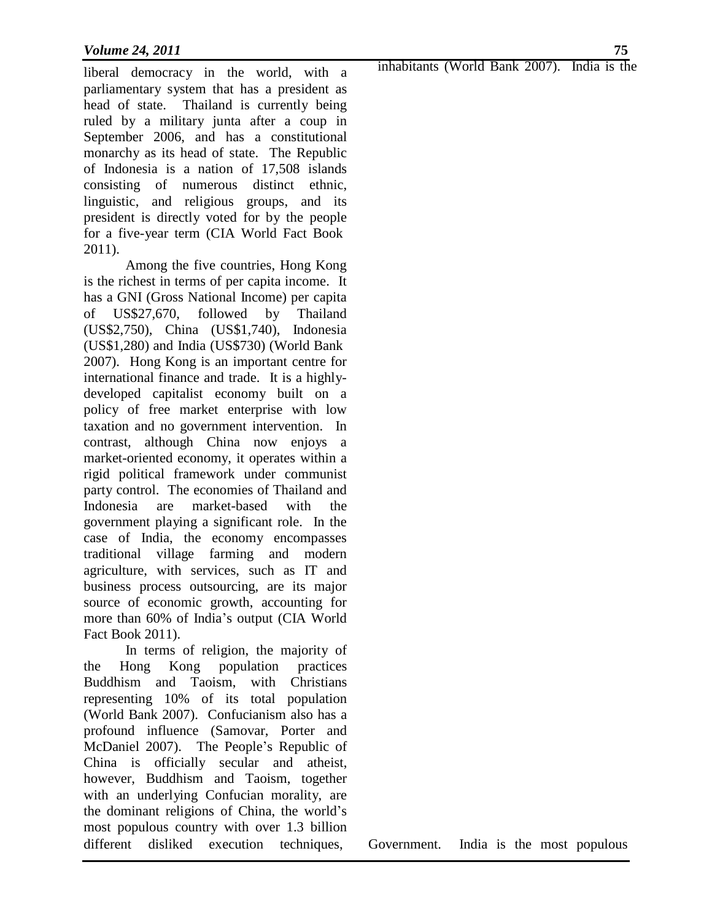liberal democracy in the world, with a parliamentary system that has a president as head of state. Thailand is currently being ruled by a military junta after a coup in September 2006, and has a constitutional monarchy as its head of state. The Republic of Indonesia is a nation of 17,508 islands consisting of numerous distinct ethnic, linguistic, and religious groups, and its president is directly voted for by the people for a five-year term (CIA World Fact Book 2011).

Among the five countries, Hong Kong is the richest in terms of per capita income. It has a GNI (Gross National Income) per capita of US$27,670, followed by Thailand (US$2,750), China (US$1,740), Indonesia (US$1,280) and India (US$730) (World Bank 2007). Hong Kong is an important centre for international finance and trade. It is a highly-developed capitalist economy built on a policy of free market enterprise with low taxation and no government intervention. In contrast, although China now enjoys a market-oriented economy, it operates within a rigid political framework under communist party control. The economies of Thailand and Indonesia are market-based with the government playing a significant role. In the case of India, the economy encompasses traditional village farming and modern agriculture, with services, such as IT and business process outsourcing, are its major source of economic growth, accounting for more than 60% of India's output (CIA World Fact Book 2011).

In terms of religion, the majority of the Hong Kong population practices Buddhism and Taoism, with Christians representing 10% of its total population (World Bank 2007). Confucianism also has a profound influence (Samovar, Porter and McDaniel 2007). The People's Republic of China is officially secular and atheist, however, Buddhism and Taoism, together with an underlying Confucian morality, are the dominant religions of China, the world's most populous country with over 1.3 billion inhabitants (World Bank 2007). India is the

different disliked execution techniques, Government. India is the most populous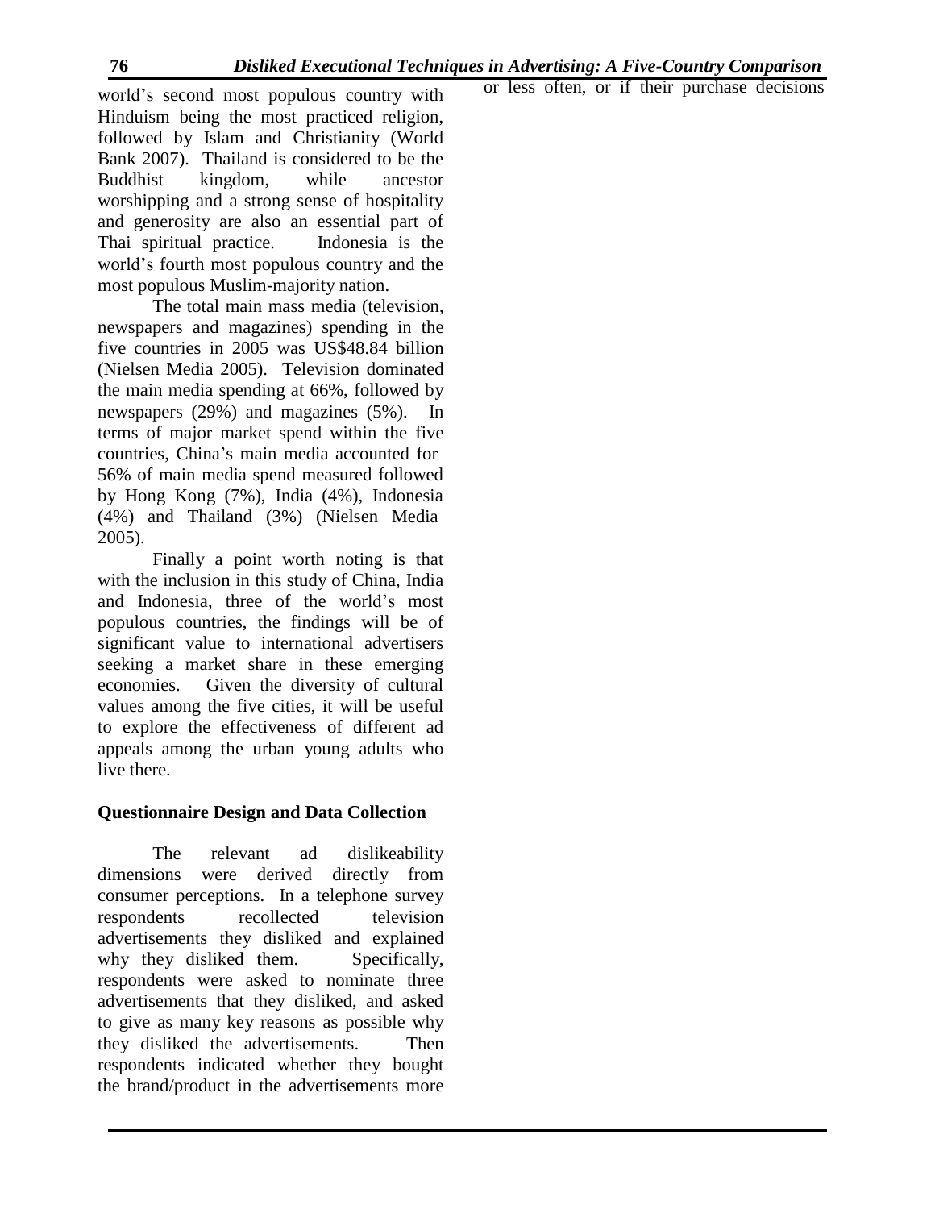world's second most populous country with Hinduism being the most practiced religion, followed by Islam and Christianity (World Bank 2007). Thailand is considered to be the Buddhist kingdom, while ancestor worshipping and a strong sense of hospitality and generosity are also an essential part of Thai spiritual practice. Indonesia is the world's fourth most populous country and the most populous Muslim-majority nation.

The total main mass media (television, newspapers and magazines) spending in the five countries in 2005 was US$48.84 billion (Nielsen Media 2005). Television dominated the main media spending at 66%, followed by newspapers (29%) and magazines (5%). In terms of major market spend within the five countries, China's main media accounted for 56% of main media spend measured followed by Hong Kong (7%), India (4%), Indonesia (4%) and Thailand (3%) (Nielsen Media 2005).

Finally a point worth noting is that with the inclusion in this study of China, India and Indonesia, three of the world's most populous countries, the findings will be of significant value to international advertisers seeking a market share in these emerging economies. Given the diversity of cultural values among the five cities, it will be useful to explore the effectiveness of different ad appeals among the urban young adults who live there.

## Questionnaire Design and Data Collection

The relevant ad dislikeability dimensions were derived directly from consumer perceptions. In a telephone survey respondents recollected television advertisements they disliked and explained why they disliked them. Specifically, respondents were asked to nominate three advertisements that they disliked, and asked to give as many key reasons as possible why they disliked the advertisements. Then respondents indicated whether they bought the brand/product in the advertisements more or less often, or if their purchase decisions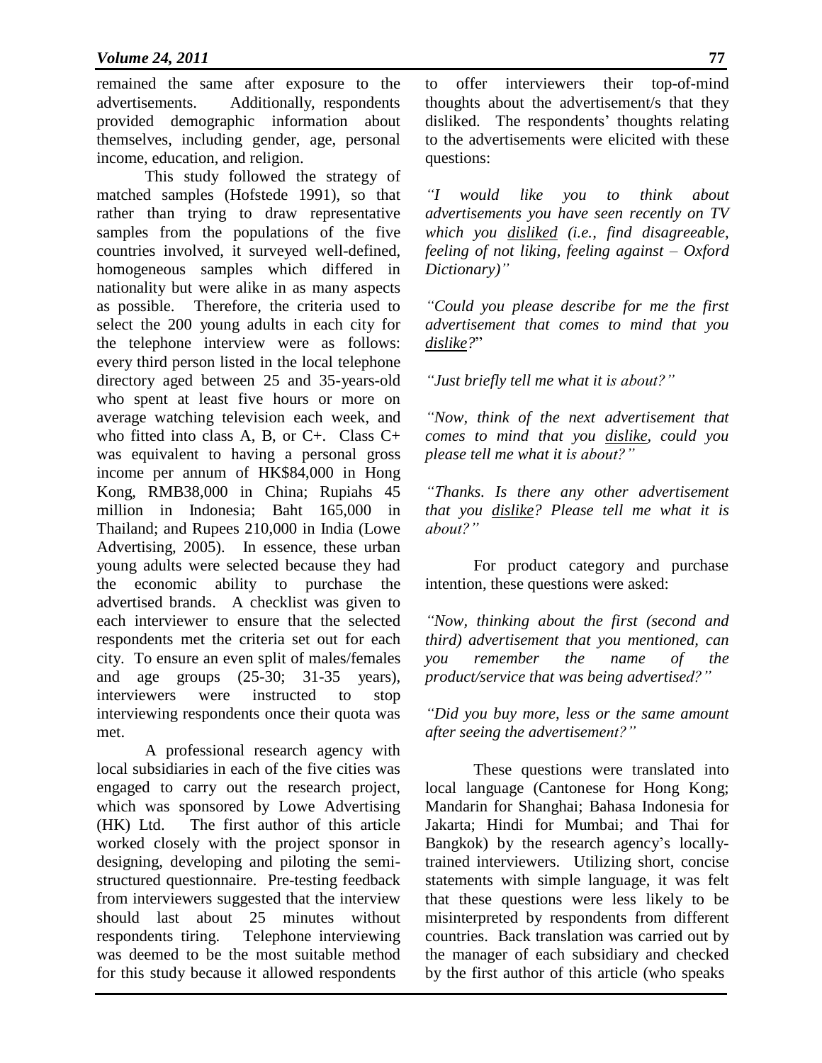remained the same after exposure to the advertisements. Additionally, respondents provided demographic information about themselves, including gender, age, personal income, education, and religion.

This study followed the strategy of matched samples (Hofstede 1991), so that rather than trying to draw representative samples from the populations of the five countries involved, it surveyed well-defined, homogeneous samples which differed in nationality but were alike in as many aspects as possible. Therefore, the criteria used to select the 200 young adults in each city for the telephone interview were as follows: every third person listed in the local telephone directory aged between 25 and 35-years-old who spent at least five hours or more on average watching television each week, and who fitted into class A, B, or C+. Class C+ was equivalent to having a personal gross income per annum of HK$84,000 in Hong Kong, RMB38,000 in China; Rupiahs 45 million in Indonesia; Baht 165,000 in Thailand; and Rupees 210,000 in India (Lowe Advertising, 2005). In essence, these urban young adults were selected because they had the economic ability to purchase the advertised brands. A checklist was given to each interviewer to ensure that the selected respondents met the criteria set out for each city. To ensure an even split of males/females and age groups (25-30; 31-35 years), interviewers were instructed to stop interviewing respondents once their quota was met.

A professional research agency with local subsidiaries in each of the five cities was engaged to carry out the research project, which was sponsored by Lowe Advertising (HK) Ltd. The first author of this article worked closely with the project sponsor in designing, developing and piloting the semi-structured questionnaire. Pre-testing feedback from interviewers suggested that the interview should last about 25 minutes without respondents tiring. Telephone interviewing was deemed to be the most suitable method for this study because it allowed respondents to offer interviewers their top-of-mind thoughts about the advertisement/s that they disliked. The respondents' thoughts relating to the advertisements were elicited with these questions:

*"I would like you to think about advertisements you have seen recently on TV which you disliked (i.e., find disagreeable, feeling of not liking, feeling against – Oxford Dictionary)"*

*"Could you please describe for me the first advertisement that comes to mind that you dislike?"*

*"Just briefly tell me what it is about?"*

*"Now, think of the next advertisement that comes to mind that you dislike, could you please tell me what it is about?"*

*"Thanks. Is there any other advertisement that you dislike? Please tell me what it is about?"*

For product category and purchase intention, these questions were asked:

*"Now, thinking about the first (second and third) advertisement that you mentioned, can you remember the name of the product/service that was being advertised?"*

*"Did you buy more, less or the same amount after seeing the advertisement?"*

These questions were translated into local language (Cantonese for Hong Kong; Mandarin for Shanghai; Bahasa Indonesia for Jakarta; Hindi for Mumbai; and Thai for Bangkok) by the research agency's locally-trained interviewers. Utilizing short, concise statements with simple language, it was felt that these questions were less likely to be misinterpreted by respondents from different countries. Back translation was carried out by the manager of each subsidiary and checked by the first author of this article (who speaks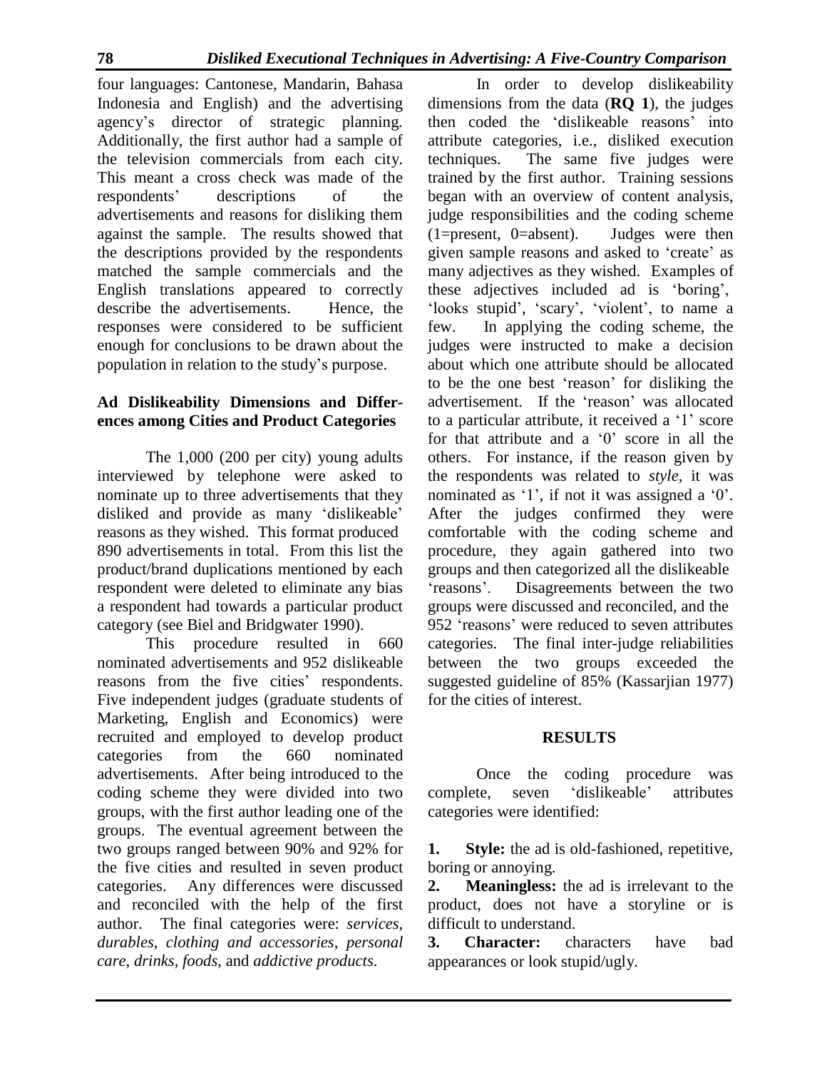four languages: Cantonese, Mandarin, Bahasa Indonesia and English) and the advertising agency's director of strategic planning. Additionally, the first author had a sample of the television commercials from each city. This meant a cross check was made of the respondents' descriptions of the advertisements and reasons for disliking them against the sample. The results showed that the descriptions provided by the respondents matched the sample commercials and the English translations appeared to correctly describe the advertisements. Hence, the responses were considered to be sufficient enough for conclusions to be drawn about the population in relation to the study's purpose.

### Ad Dislikeability Dimensions and Differences among Cities and Product Categories

The 1,000 (200 per city) young adults interviewed by telephone were asked to nominate up to three advertisements that they disliked and provide as many 'dislikeable' reasons as they wished. This format produced 890 advertisements in total. From this list the product/brand duplications mentioned by each respondent were deleted to eliminate any bias a respondent had towards a particular product category (see Biel and Bridgwater 1990).

This procedure resulted in 660 nominated advertisements and 952 dislikeable reasons from the five cities' respondents. Five independent judges (graduate students of Marketing, English and Economics) were recruited and employed to develop product categories from the 660 nominated advertisements. After being introduced to the coding scheme they were divided into two groups, with the first author leading one of the groups. The eventual agreement between the two groups ranged between 90% and 92% for the five cities and resulted in seven product categories. Any differences were discussed and reconciled with the help of the first author. The final categories were: *services*, *durables*, *clothing and accessories*, *personal care*, *drinks*, *foods*, and *addictive products*.

In order to develop dislikeability dimensions from the data (**RQ 1**), the judges then coded the 'dislikeable reasons' into attribute categories, i.e., disliked execution techniques. The same five judges were trained by the first author. Training sessions began with an overview of content analysis, judge responsibilities and the coding scheme (1=present, 0=absent). Judges were then given sample reasons and asked to 'create' as many adjectives as they wished. Examples of these adjectives included ad is 'boring', 'looks stupid', 'scary', 'violent', to name a few. In applying the coding scheme, the judges were instructed to make a decision about which one attribute should be allocated to be the one best 'reason' for disliking the advertisement. If the 'reason' was allocated to a particular attribute, it received a '1' score for that attribute and a '0' score in all the others. For instance, if the reason given by the respondents was related to *style*, it was nominated as '1', if not it was assigned a '0'. After the judges confirmed they were comfortable with the coding scheme and procedure, they again gathered into two groups and then categorized all the dislikeable 'reasons'. Disagreements between the two groups were discussed and reconciled, and the 952 'reasons' were reduced to seven attributes categories. The final inter-judge reliabilities between the two groups exceeded the suggested guideline of 85% (Kassarjian 1977) for the cities of interest.

## RESULTS

Once the coding procedure was complete, seven 'dislikeable' attributes categories were identified:

1. **Style:** the ad is old-fashioned, repetitive, boring or annoying.
2. **Meaningless:** the ad is irrelevant to the product, does not have a storyline or is difficult to understand.
3. **Character:** characters have bad appearances or look stupid/ugly.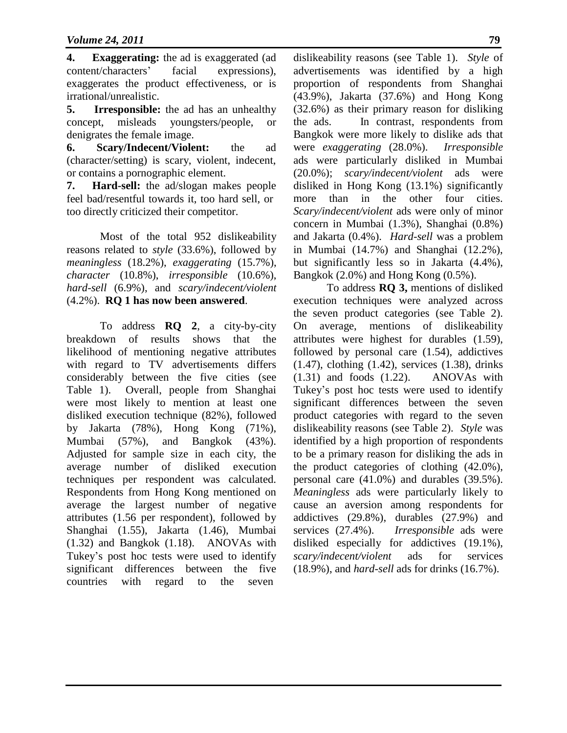**4. Exaggerating:** the ad is exaggerated (ad content/characters' facial expressions), exaggerates the product effectiveness, or is irrational/unrealistic.

**5. Irresponsible:** the ad has an unhealthy concept, misleads youngsters/people, or denigrates the female image.

**6. Scary/Indecent/Violent:** the ad (character/setting) is scary, violent, indecent, or contains a pornographic element.

**7. Hard-sell:** the ad/slogan makes people feel bad/resentful towards it, too hard sell, or too directly criticized their competitor.

Most of the total 952 dislikeability reasons related to *style* (33.6%), followed by *meaningless* (18.2%), *exaggerating* (15.7%), *character* (10.8%), *irresponsible* (10.6%), *hard-sell* (6.9%), and *scary/indecent/violent* (4.2%). **RQ 1 has now been answered**.

To address **RQ 2**, a city-by-city breakdown of results shows that the likelihood of mentioning negative attributes with regard to TV advertisements differs considerably between the five cities (see Table 1). Overall, people from Shanghai were most likely to mention at least one disliked execution technique (82%), followed by Jakarta (78%), Hong Kong (71%), Mumbai (57%), and Bangkok (43%). Adjusted for sample size in each city, the average number of disliked execution techniques per respondent was calculated. Respondents from Hong Kong mentioned on average the largest number of negative attributes (1.56 per respondent), followed by Shanghai (1.55), Jakarta (1.46), Mumbai (1.32) and Bangkok (1.18). ANOVAs with Tukey's post hoc tests were used to identify significant differences between the five countries with regard to the seven dislikeability reasons (see Table 1). *Style* of advertisements was identified by a high proportion of respondents from Shanghai (43.9%), Jakarta (37.6%) and Hong Kong (32.6%) as their primary reason for disliking the ads. In contrast, respondents from Bangkok were more likely to dislike ads that were *exaggerating* (28.0%). *Irresponsible* ads were particularly disliked in Mumbai (20.0%); *scary/indecent/violent* ads were disliked in Hong Kong (13.1%) significantly more than in the other four cities. *Scary/indecent/violent* ads were only of minor concern in Mumbai (1.3%), Shanghai (0.8%) and Jakarta (0.4%). *Hard-sell* was a problem in Mumbai (14.7%) and Shanghai (12.2%), but significantly less so in Jakarta (4.4%), Bangkok (2.0%) and Hong Kong (0.5%).

To address **RQ 3,** mentions of disliked execution techniques were analyzed across the seven product categories (see Table 2). On average, mentions of dislikeability attributes were highest for durables (1.59), followed by personal care (1.54), addictives (1.47), clothing (1.42), services (1.38), drinks (1.31) and foods (1.22). ANOVAs with Tukey's post hoc tests were used to identify significant differences between the seven product categories with regard to the seven dislikeability reasons (see Table 2). *Style* was identified by a high proportion of respondents to be a primary reason for disliking the ads in the product categories of clothing (42.0%), personal care (41.0%) and durables (39.5%). *Meaningless* ads were particularly likely to cause an aversion among respondents for addictives (29.8%), durables (27.9%) and services (27.4%). *Irresponsible* ads were disliked especially for addictives (19.1%), *scary/indecent/violent* ads for services (18.9%), and *hard-sell* ads for drinks (16.7%).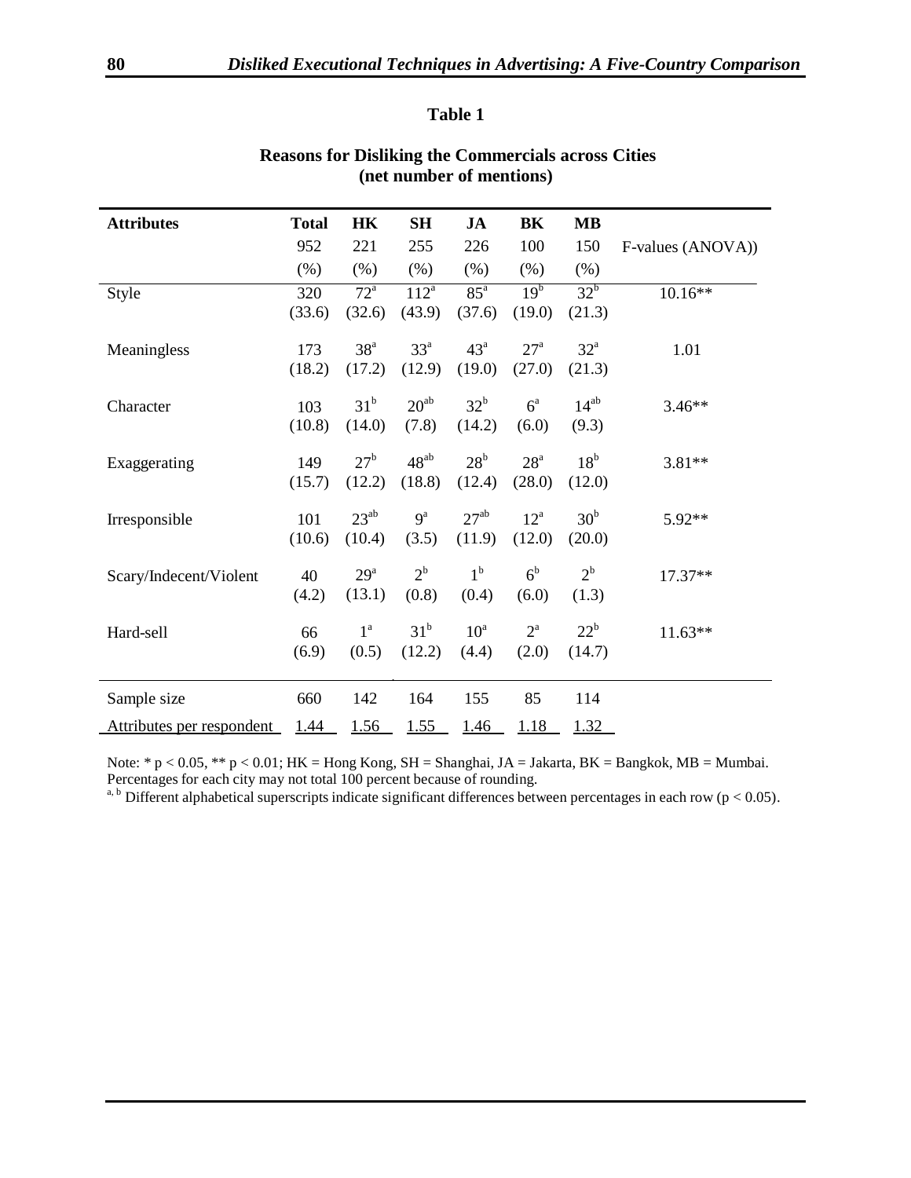**Table 1**

**Reasons for Disliking the Commercials across Cities (net number of mentions)**

| Attributes | Total | HK | SH | JA | BK | MB | F-values (ANOVA)) |
|---|---|---|---|---|---|---|---|
| | 952 | 221 | 255 | 226 | 100 | 150 | |
| | (%) | (%) | (%) | (%) | (%) | (%) | |
| Style | 320 (33.6) | 72[a] (32.6) | 112[a] (43.9) | 85[a] (37.6) | 19[b] (19.0) | 32[b] (21.3) | 10.16** |
| Meaningless | 173 (18.2) | 38[a] (17.2) | 33[a] (12.9) | 43[a] (19.0) | 27[a] (27.0) | 32[a] (21.3) | 1.01 |
| Character | 103 (10.8) | 31[b] (14.0) | 20[ab] (7.8) | 32[b] (14.2) | 6[a] (6.0) | 14[ab] (9.3) | 3.46** |
| Exaggerating | 149 (15.7) | 27[b] (12.2) | 48[ab] (18.8) | 28[b] (12.4) | 28[a] (28.0) | 18[b] (12.0) | 3.81** |
| Irresponsible | 101 (10.6) | 23[ab] (10.4) | 9[a] (3.5) | 27[ab] (11.9) | 12[a] (12.0) | 30[b] (20.0) | 5.92** |
| Scary/Indecent/Violent | 40 (4.2) | 29[a] (13.1) | 2[b] (0.8) | 1[b] (0.4) | 6[b] (6.0) | 2[b] (1.3) | 17.37** |
| Hard-sell | 66 (6.9) | 1[a] (0.5) | 31[b] (12.2) | 10[a] (4.4) | 2[a] (2.0) | 22[b] (14.7) | 11.63** |
| Sample size | 660 | 142 | 164 | 155 | 85 | 114 | |
| Attributes per respondent | 1.44 | 1.56 | 1.55 | 1.46 | 1.18 | 1.32 | |

Note: * $p < 0.05$, ** $p < 0.01$; HK = Hong Kong, SH = Shanghai, JA = Jakarta, BK = Bangkok, MB = Mumbai. Percentages for each city may not total 100 percent because of rounding.

[a, b] Different alphabetical superscripts indicate significant differences between percentages in each row ($p < 0.05$).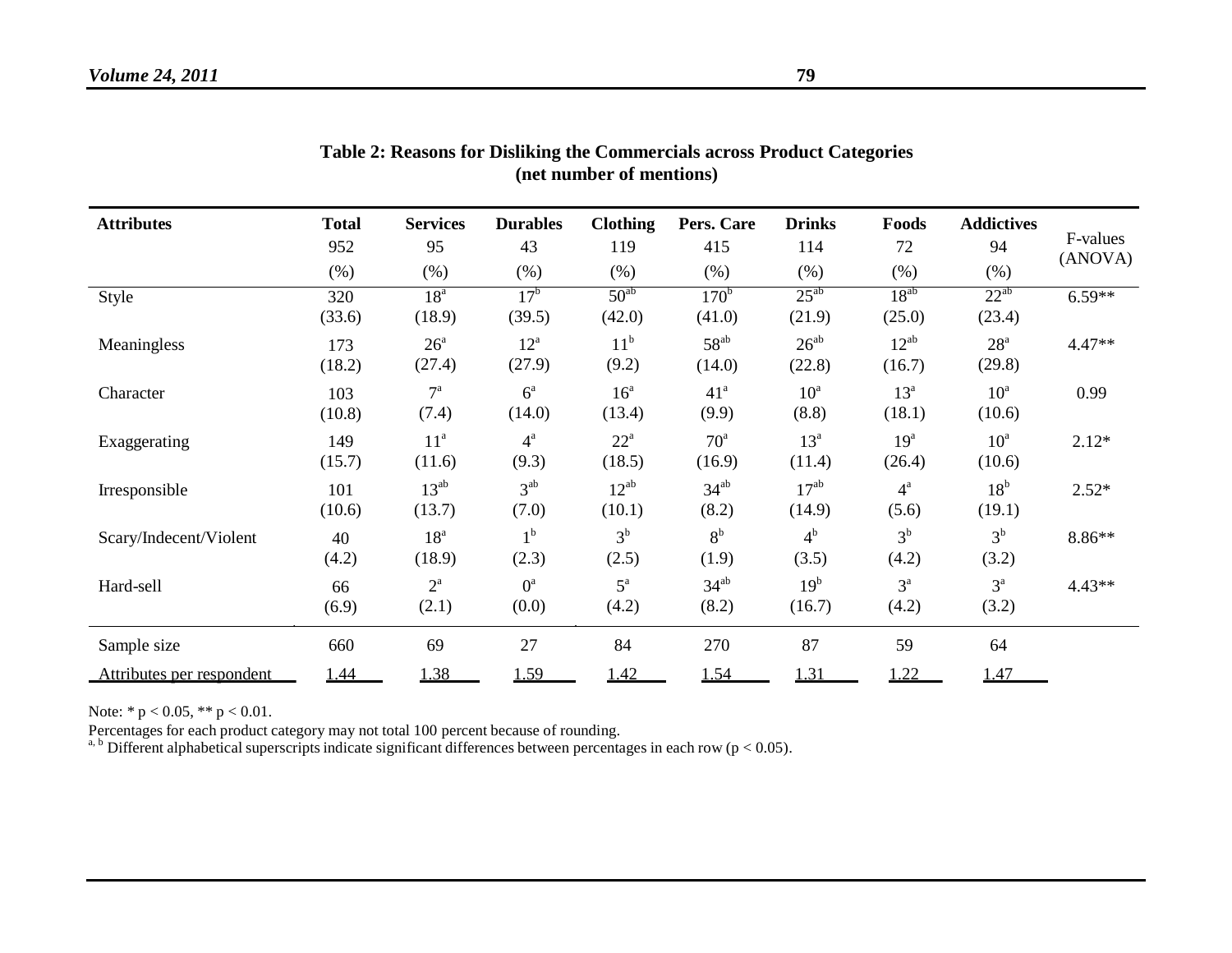**Table 2: Reasons for Disliking the Commercials across Product Categories (net number of mentions)**

| Attributes | Total 952 (%) | Services 95 (%) | Durables 43 (%) | Clothing 119 (%) | Pers. Care 415 (%) | Drinks 114 (%) | Foods 72 (%) | Addictives 94 (%) | F-values (ANOVA) |
|---|---|---|---|---|---|---|---|---|---|
| Style | 320 (33.6) | $18^{a}$ (18.9) | $17^{b}$ (39.5) | $50^{ab}$ (42.0) | $170^{b}$ (41.0) | $25^{ab}$ (21.9) | $18^{ab}$ (25.0) | $22^{ab}$ (23.4) | 6.59** |
| Meaningless | 173 (18.2) | $26^{a}$ (27.4) | $12^{a}$ (27.9) | $11^{b}$ (9.2) | $58^{ab}$ (14.0) | $26^{ab}$ (22.8) | $12^{ab}$ (16.7) | $28^{a}$ (29.8) | 4.47** |
| Character | 103 (10.8) | $7^{a}$ (7.4) | $6^{a}$ (14.0) | $16^{a}$ (13.4) | $41^{a}$ (9.9) | $10^{a}$ (8.8) | $13^{a}$ (18.1) | $10^{a}$ (10.6) | 0.99 |
| Exaggerating | 149 (15.7) | $11^{a}$ (11.6) | $4^{a}$ (9.3) | $22^{a}$ (18.5) | $70^{a}$ (16.9) | $13^{a}$ (11.4) | $19^{a}$ (26.4) | $10^{a}$ (10.6) | 2.12* |
| Irresponsible | 101 (10.6) | $13^{ab}$ (13.7) | $3^{ab}$ (7.0) | $12^{ab}$ (10.1) | $34^{ab}$ (8.2) | $17^{ab}$ (14.9) | $4^{a}$ (5.6) | $18^{b}$ (19.1) | 2.52* |
| Scary/Indecent/Violent | 40 (4.2) | $18^{a}$ (18.9) | $1^{b}$ (2.3) | $3^{b}$ (2.5) | $8^{b}$ (1.9) | $4^{b}$ (3.5) | $3^{b}$ (4.2) | $3^{b}$ (3.2) | 8.86** |
| Hard-sell | 66 (6.9) | $2^{a}$ (2.1) | $0^{a}$ (0.0) | $5^{a}$ (4.2) | $34^{ab}$ (8.2) | $19^{b}$ (16.7) | $3^{a}$ (4.2) | $3^{a}$ (3.2) | 4.43** |
| Sample size | 660 | 69 | 27 | 84 | 270 | 87 | 59 | 64 | |
| Attributes per respondent | 1.44 | 1.38 | 1.59 | 1.42 | 1.54 | 1.31 | 1.22 | 1.47 | |

Note: * $p < 0.05$, ** $p < 0.01$.

Percentages for each product category may not total 100 percent because of rounding.

[a, b] Different alphabetical superscripts indicate significant differences between percentages in each row ($p < 0.05$).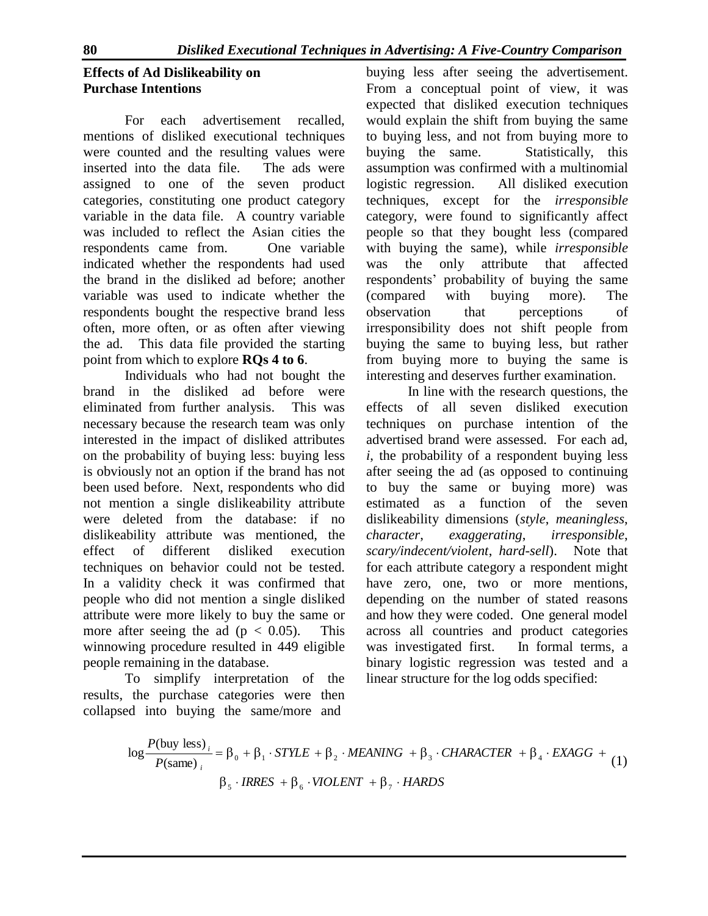## Effects of Ad Dislikeability on Purchase Intentions

For each advertisement recalled, mentions of disliked executional techniques were counted and the resulting values were inserted into the data file. The ads were assigned to one of the seven product categories, constituting one product category variable in the data file. A country variable was included to reflect the Asian cities the respondents came from. One variable indicated whether the respondents had used the brand in the disliked ad before; another variable was used to indicate whether the respondents bought the respective brand less often, more often, or as often after viewing the ad. This data file provided the starting point from which to explore **RQs 4 to 6**.

Individuals who had not bought the brand in the disliked ad before were eliminated from further analysis. This was necessary because the research team was only interested in the impact of disliked attributes on the probability of buying less: buying less is obviously not an option if the brand has not been used before. Next, respondents who did not mention a single dislikeability attribute were deleted from the database: if no dislikeability attribute was mentioned, the effect of different disliked execution techniques on behavior could not be tested. In a validity check it was confirmed that people who did not mention a single disliked attribute were more likely to buy the same or more after seeing the ad ($p < 0.05$). This winnowing procedure resulted in 449 eligible people remaining in the database.

To simplify interpretation of the results, the purchase categories were then collapsed into buying the same/more and buying less after seeing the advertisement. From a conceptual point of view, it was expected that disliked execution techniques would explain the shift from buying the same to buying less, and not from buying more to buying the same. Statistically, this assumption was confirmed with a multinomial logistic regression. All disliked execution techniques, except for the *irresponsible* category, were found to significantly affect people so that they bought less (compared with buying the same), while *irresponsible* was the only attribute that affected respondents' probability of buying the same (compared with buying more). The observation that perceptions of irresponsibility does not shift people from buying the same to buying less, but rather from buying more to buying the same is interesting and deserves further examination.

In line with the research questions, the effects of all seven disliked execution techniques on purchase intention of the advertised brand were assessed. For each ad, $i$, the probability of a respondent buying less after seeing the ad (as opposed to continuing to buy the same or buying more) was estimated as a function of the seven dislikeability dimensions (*style*, *meaningless*, *character*, *exaggerating*, *irresponsible*, *scary/indecent/violent*, *hard-sell*). Note that for each attribute category a respondent might have zero, one, two or more mentions, depending on the number of stated reasons and how they were coded. One general model across all countries and product categories was investigated first. In formal terms, a binary logistic regression was tested and a linear structure for the log odds specified:

$$\log \frac{P(\text{buy less})_i}{P(\text{same})_i} = \beta_0 + \beta_1 \cdot STYLE + \beta_2 \cdot MEANING + \beta_3 \cdot CHARACTER + \beta_4 \cdot EXAGG + \beta_5 \cdot IRRES + \beta_6 \cdot VIOLENT + \beta_7 \cdot HARDS \quad (1)$$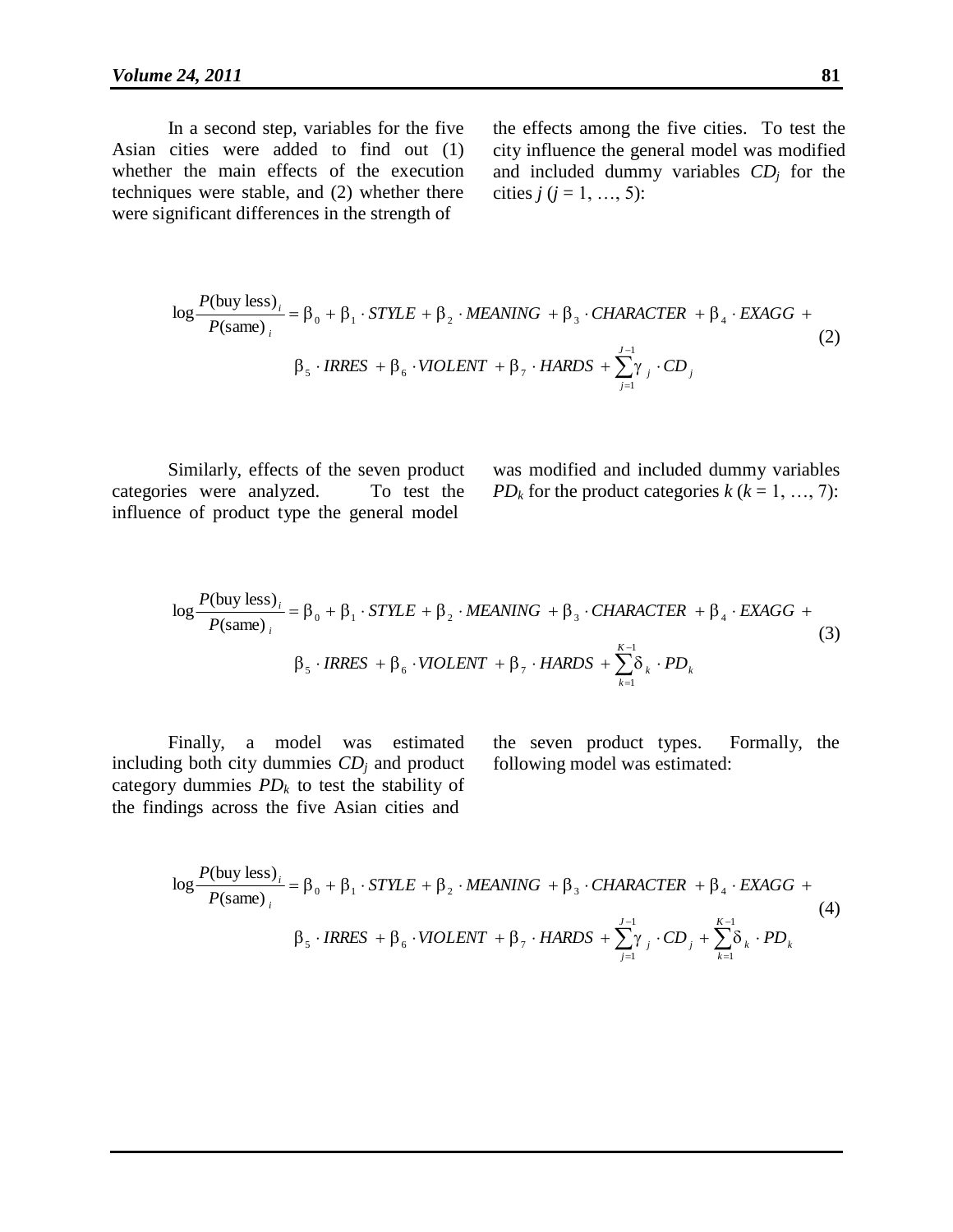In a second step, variables for the five Asian cities were added to find out (1) whether the main effects of the execution techniques were stable, and (2) whether there were significant differences in the strength of the effects among the five cities. To test the city influence the general model was modified and included dummy variables $CD_j$ for the cities $j$ ($j = 1, \ldots, 5$):

$$\log \frac{P(\text{buy less})_i}{P(\text{same})_i} = \beta_0 + \beta_1 \cdot STYLE + \beta_2 \cdot MEANING + \beta_3 \cdot CHARACTER + \beta_4 \cdot EXAGG + \beta_5 \cdot IRRES + \beta_6 \cdot VIOLENT + \beta_7 \cdot HARDS + \sum_{j=1}^{J-1} \gamma_j \cdot CD_j \tag{2}$$

Similarly, effects of the seven product categories were analyzed. To test the influence of product type the general model was modified and included dummy variables $PD_k$ for the product categories $k$ ($k = 1, \ldots, 7$):

$$\log \frac{P(\text{buy less})_i}{P(\text{same})_i} = \beta_0 + \beta_1 \cdot STYLE + \beta_2 \cdot MEANING + \beta_3 \cdot CHARACTER + \beta_4 \cdot EXAGG + \beta_5 \cdot IRRES + \beta_6 \cdot VIOLENT + \beta_7 \cdot HARDS + \sum_{k=1}^{K-1} \delta_k \cdot PD_k \tag{3}$$

Finally, a model was estimated including both city dummies $CD_j$ and product category dummies $PD_k$ to test the stability of the findings across the five Asian cities and the seven product types. Formally, the following model was estimated:

$$\log \frac{P(\text{buy less})_i}{P(\text{same})_i} = \beta_0 + \beta_1 \cdot STYLE + \beta_2 \cdot MEANING + \beta_3 \cdot CHARACTER + \beta_4 \cdot EXAGG + \beta_5 \cdot IRRES + \beta_6 \cdot VIOLENT + \beta_7 \cdot HARDS + \sum_{j=1}^{J-1} \gamma_j \cdot CD_j + \sum_{k=1}^{K-1} \delta_k \cdot PD_k \tag{4}$$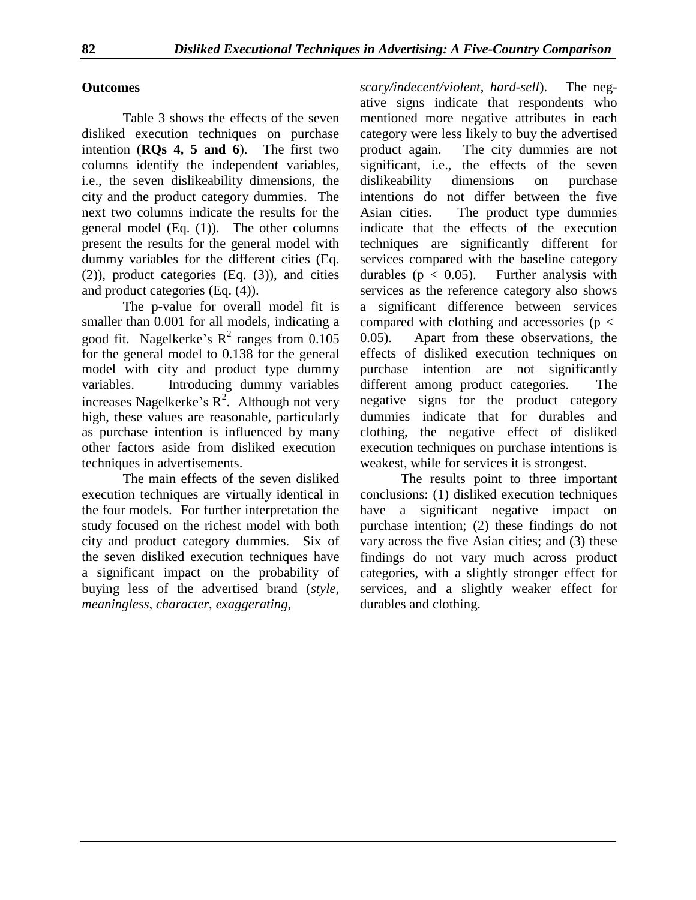**Outcomes**

Table 3 shows the effects of the seven disliked execution techniques on purchase intention (**RQs 4, 5 and 6**). The first two columns identify the independent variables, i.e., the seven dislikeability dimensions, the city and the product category dummies. The next two columns indicate the results for the general model (Eq. (1)). The other columns present the results for the general model with dummy variables for the different cities (Eq. (2)), product categories (Eq. (3)), and cities and product categories (Eq. (4)).

The p-value for overall model fit is smaller than 0.001 for all models, indicating a good fit. Nagelkerke's $R^2$ ranges from 0.105 for the general model to 0.138 for the general model with city and product type dummy variables. Introducing dummy variables increases Nagelkerke's $R^2$. Although not very high, these values are reasonable, particularly as purchase intention is influenced by many other factors aside from disliked execution techniques in advertisements.

The main effects of the seven disliked execution techniques are virtually identical in the four models. For further interpretation the study focused on the richest model with both city and product category dummies. Six of the seven disliked execution techniques have a significant impact on the probability of buying less of the advertised brand (*style*, *meaningless*, *character*, *exaggerating*, *scary/indecent/violent*, *hard-sell*). The negative signs indicate that respondents who mentioned more negative attributes in each category were less likely to buy the advertised product again. The city dummies are not significant, i.e., the effects of the seven dislikeability dimensions on purchase intentions do not differ between the five Asian cities. The product type dummies indicate that the effects of the execution techniques are significantly different for services compared with the baseline category durables ($p < 0.05$). Further analysis with services as the reference category also shows a significant difference between services compared with clothing and accessories ($p < 0.05$). Apart from these observations, the effects of disliked execution techniques on purchase intention are not significantly different among product categories. The negative signs for the product category dummies indicate that for durables and clothing, the negative effect of disliked execution techniques on purchase intentions is weakest, while for services it is strongest.

The results point to three important conclusions: (1) disliked execution techniques have a significant negative impact on purchase intention; (2) these findings do not vary across the five Asian cities; and (3) these findings do not vary much across product categories, with a slightly stronger effect for services, and a slightly weaker effect for durables and clothing.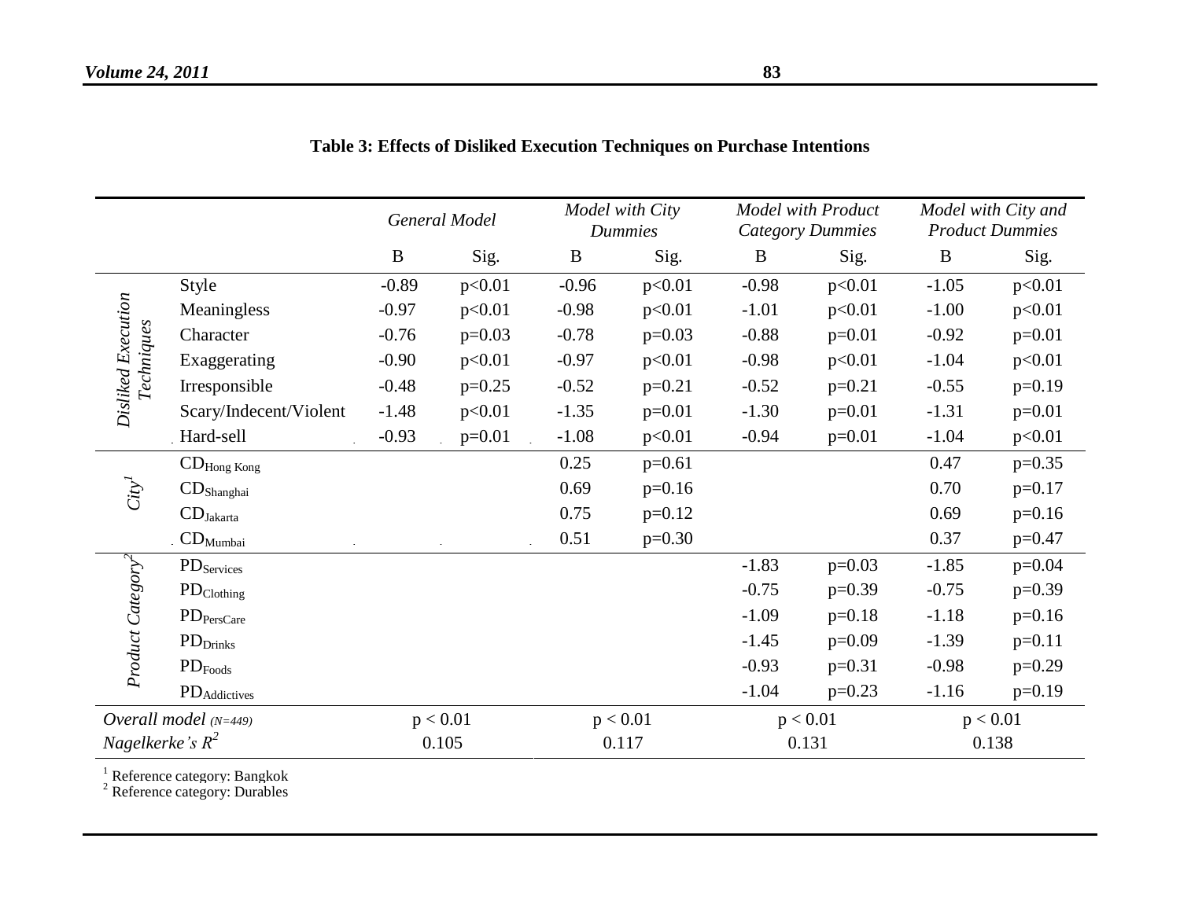**Table 3: Effects of Disliked Execution Techniques on Purchase Intentions**

| | | *General Model* | | *Model with City Dummies* | | *Model with Product Category Dummies* | | *Model with City and Product Dummies* | |
|---|---|---|---|---|---|---|---|---|---|
| | | B | Sig. | B | Sig. | B | Sig. | B | Sig. |
| *Disliked Execution Techniques* | Style | -0.89 | p<0.01 | -0.96 | p<0.01 | -0.98 | p<0.01 | -1.05 | p<0.01 |
| | Meaningless | -0.97 | p<0.01 | -0.98 | p<0.01 | -1.01 | p<0.01 | -1.00 | p<0.01 |
| | Character | -0.76 | p=0.03 | -0.78 | p=0.03 | -0.88 | p=0.01 | -0.92 | p=0.01 |
| | Exaggerating | -0.90 | p<0.01 | -0.97 | p<0.01 | -0.98 | p<0.01 | -1.04 | p<0.01 |
| | Irresponsible | -0.48 | p=0.25 | -0.52 | p=0.21 | -0.52 | p=0.21 | -0.55 | p=0.19 |
| | Scary/Indecent/Violent | -1.48 | p<0.01 | -1.35 | p=0.01 | -1.30 | p=0.01 | -1.31 | p=0.01 |
| | Hard-sell | -0.93 | p=0.01 | -1.08 | p<0.01 | -0.94 | p=0.01 | -1.04 | p<0.01 |
| *City*[1] | $CD_{Hong\ Kong}$ | | | 0.25 | p=0.61 | | | 0.47 | p=0.35 |
| | $CD_{Shanghai}$ | | | 0.69 | p=0.16 | | | 0.70 | p=0.17 |
| | $CD_{Jakarta}$ | | | 0.75 | p=0.12 | | | 0.69 | p=0.16 |
| | $CD_{Mumbai}$ | | | 0.51 | p=0.30 | | | 0.37 | p=0.47 |
| *Product Category*[2] | $PD_{Services}$ | | | | | -1.83 | p=0.03 | -1.85 | p=0.04 |
| | $PD_{Clothing}$ | | | | | -0.75 | p=0.39 | -0.75 | p=0.39 |
| | $PD_{PersCare}$ | | | | | -1.09 | p=0.18 | -1.18 | p=0.16 |
| | $PD_{Drinks}$ | | | | | -1.45 | p=0.09 | -1.39 | p=0.11 |
| | $PD_{Foods}$ | | | | | -0.93 | p=0.31 | -0.98 | p=0.29 |
| | $PD_{Addictives}$ | | | | | -1.04 | p=0.23 | -1.16 | p=0.19 |
| *Overall model* (*N=449*) | | $p < 0.01$ | | $p < 0.01$ | | $p < 0.01$ | | $p < 0.01$ | |
| *Nagelkerke's* $R^2$ | | 0.105 | | 0.117 | | 0.131 | | 0.138 | |

[1] Reference category: Bangkok
[2] Reference category: Durables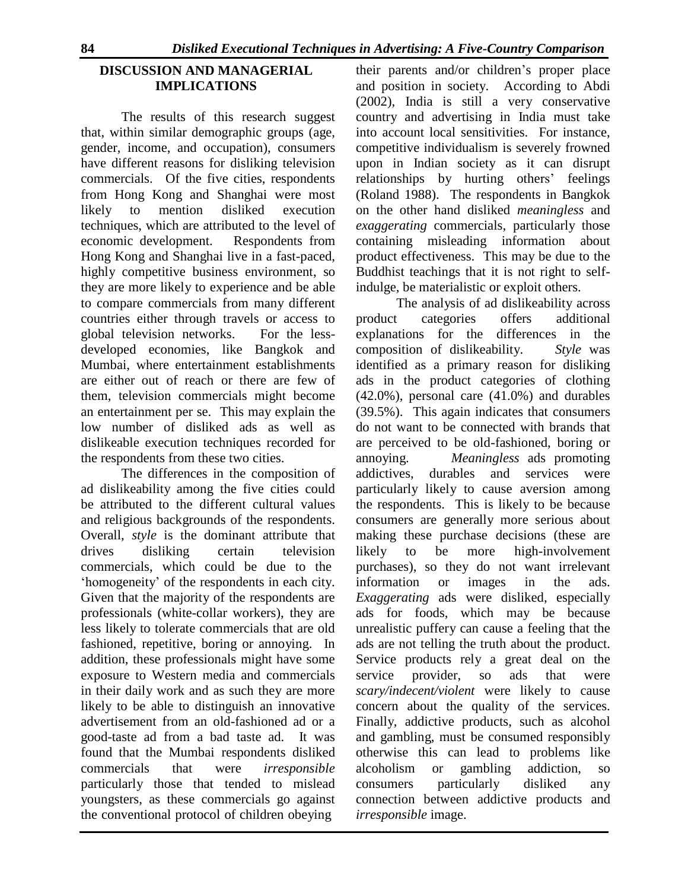## DISCUSSION AND MANAGERIAL IMPLICATIONS

The results of this research suggest that, within similar demographic groups (age, gender, income, and occupation), consumers have different reasons for disliking television commercials. Of the five cities, respondents from Hong Kong and Shanghai were most likely to mention disliked execution techniques, which are attributed to the level of economic development. Respondents from Hong Kong and Shanghai live in a fast-paced, highly competitive business environment, so they are more likely to experience and be able to compare commercials from many different countries either through travels or access to global television networks. For the less-developed economies, like Bangkok and Mumbai, where entertainment establishments are either out of reach or there are few of them, television commercials might become an entertainment per se. This may explain the low number of disliked ads as well as dislikeable execution techniques recorded for the respondents from these two cities.

The differences in the composition of ad dislikeability among the five cities could be attributed to the different cultural values and religious backgrounds of the respondents. Overall, *style* is the dominant attribute that drives disliking certain television commercials, which could be due to the 'homogeneity' of the respondents in each city. Given that the majority of the respondents are professionals (white-collar workers), they are less likely to tolerate commercials that are old fashioned, repetitive, boring or annoying. In addition, these professionals might have some exposure to Western media and commercials in their daily work and as such they are more likely to be able to distinguish an innovative advertisement from an old-fashioned ad or a good-taste ad from a bad taste ad. It was found that the Mumbai respondents disliked commercials that were *irresponsible* particularly those that tended to mislead youngsters, as these commercials go against the conventional protocol of children obeying their parents and/or children's proper place and position in society. According to Abdi (2002), India is still a very conservative country and advertising in India must take into account local sensitivities. For instance, competitive individualism is severely frowned upon in Indian society as it can disrupt relationships by hurting others' feelings (Roland 1988). The respondents in Bangkok on the other hand disliked *meaningless* and *exaggerating* commercials, particularly those containing misleading information about product effectiveness. This may be due to the Buddhist teachings that it is not right to self-indulge, be materialistic or exploit others.

The analysis of ad dislikeability across product categories offers additional explanations for the differences in the composition of dislikeability. *Style* was identified as a primary reason for disliking ads in the product categories of clothing (42.0%), personal care (41.0%) and durables (39.5%). This again indicates that consumers do not want to be connected with brands that are perceived to be old-fashioned, boring or annoying. *Meaningless* ads promoting addictives, durables and services were particularly likely to cause aversion among the respondents. This is likely to be because consumers are generally more serious about making these purchase decisions (these are likely to be more high-involvement purchases), so they do not want irrelevant information or images in the ads. *Exaggerating* ads were disliked, especially ads for foods, which may be because unrealistic puffery can cause a feeling that the ads are not telling the truth about the product. Service products rely a great deal on the service provider, so ads that were *scary/indecent/violent* were likely to cause concern about the quality of the services. Finally, addictive products, such as alcohol and gambling, must be consumed responsibly otherwise this can lead to problems like alcoholism or gambling addiction, so consumers particularly disliked any connection between addictive products and *irresponsible* image.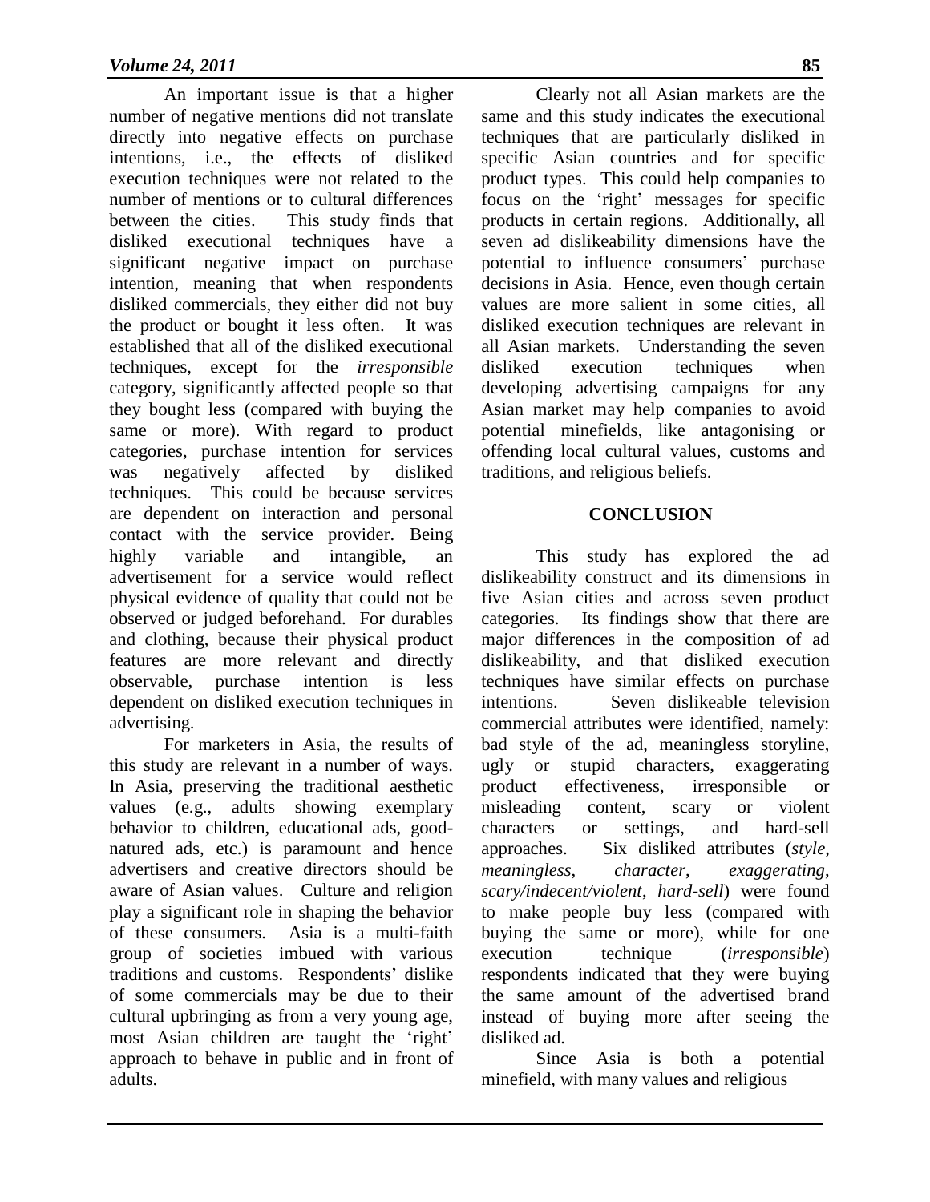An important issue is that a higher number of negative mentions did not translate directly into negative effects on purchase intentions, i.e., the effects of disliked execution techniques were not related to the number of mentions or to cultural differences between the cities. This study finds that disliked executional techniques have a significant negative impact on purchase intention, meaning that when respondents disliked commercials, they either did not buy the product or bought it less often. It was established that all of the disliked executional techniques, except for the *irresponsible* category, significantly affected people so that they bought less (compared with buying the same or more). With regard to product categories, purchase intention for services was negatively affected by disliked techniques. This could be because services are dependent on interaction and personal contact with the service provider. Being highly variable and intangible, an advertisement for a service would reflect physical evidence of quality that could not be observed or judged beforehand. For durables and clothing, because their physical product features are more relevant and directly observable, purchase intention is less dependent on disliked execution techniques in advertising.

For marketers in Asia, the results of this study are relevant in a number of ways. In Asia, preserving the traditional aesthetic values (e.g., adults showing exemplary behavior to children, educational ads, good-natured ads, etc.) is paramount and hence advertisers and creative directors should be aware of Asian values. Culture and religion play a significant role in shaping the behavior of these consumers. Asia is a multi-faith group of societies imbued with various traditions and customs. Respondents' dislike of some commercials may be due to their cultural upbringing as from a very young age, most Asian children are taught the 'right' approach to behave in public and in front of adults.

Clearly not all Asian markets are the same and this study indicates the executional techniques that are particularly disliked in specific Asian countries and for specific product types. This could help companies to focus on the 'right' messages for specific products in certain regions. Additionally, all seven ad dislikeability dimensions have the potential to influence consumers' purchase decisions in Asia. Hence, even though certain values are more salient in some cities, all disliked execution techniques are relevant in all Asian markets. Understanding the seven disliked execution techniques when developing advertising campaigns for any Asian market may help companies to avoid potential minefields, like antagonising or offending local cultural values, customs and traditions, and religious beliefs.

## CONCLUSION

This study has explored the ad dislikeability construct and its dimensions in five Asian cities and across seven product categories. Its findings show that there are major differences in the composition of ad dislikeability, and that disliked execution techniques have similar effects on purchase intentions. Seven dislikeable television commercial attributes were identified, namely: bad style of the ad, meaningless storyline, ugly or stupid characters, exaggerating product effectiveness, irresponsible or misleading content, scary or violent characters or settings, and hard-sell approaches. Six disliked attributes (*style*, *meaningless*, *character*, *exaggerating*, *scary/indecent/violent*, *hard-sell*) were found to make people buy less (compared with buying the same or more), while for one execution technique (*irresponsible*) respondents indicated that they were buying the same amount of the advertised brand instead of buying more after seeing the disliked ad.

Since Asia is both a potential minefield, with many values and religious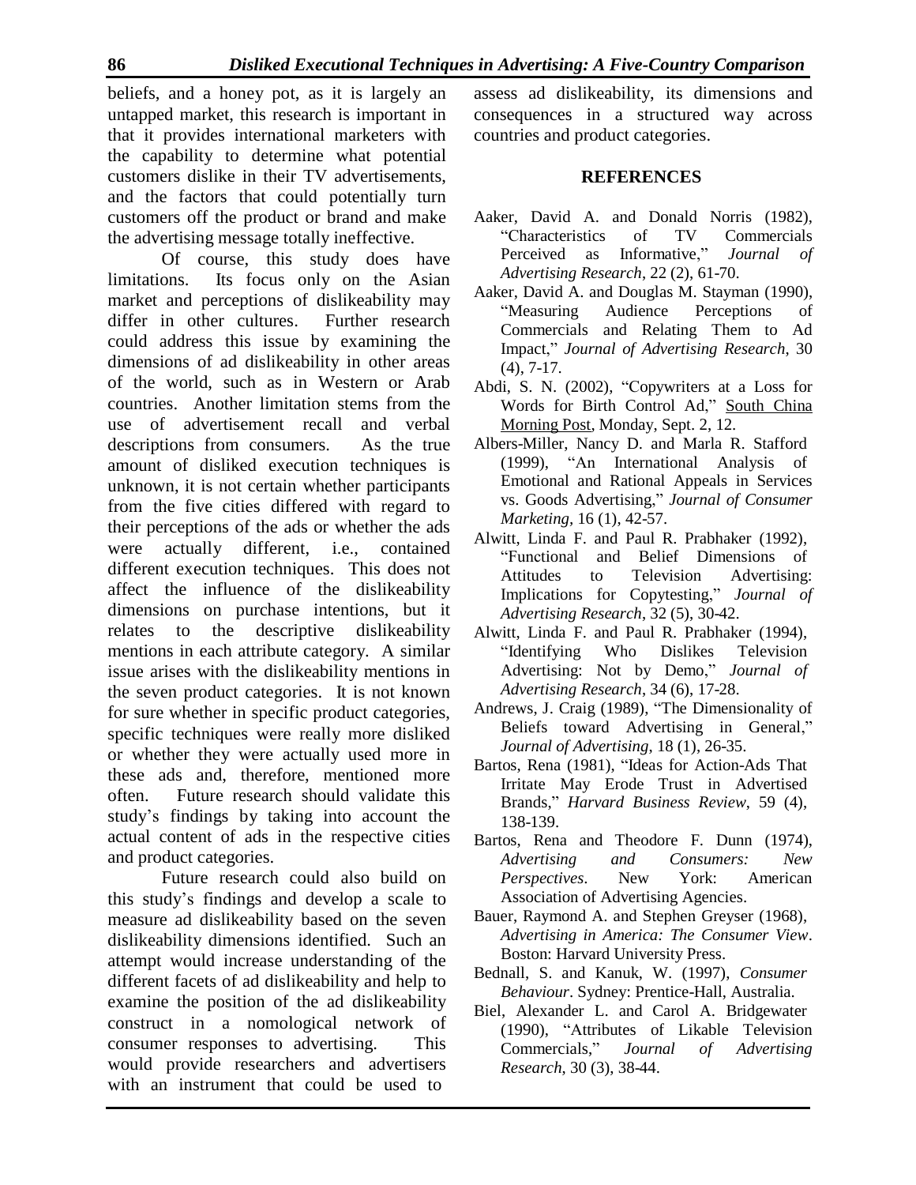beliefs, and a honey pot, as it is largely an untapped market, this research is important in that it provides international marketers with the capability to determine what potential customers dislike in their TV advertisements, and the factors that could potentially turn customers off the product or brand and make the advertising message totally ineffective.

Of course, this study does have limitations. Its focus only on the Asian market and perceptions of dislikeability may differ in other cultures. Further research could address this issue by examining the dimensions of ad dislikeability in other areas of the world, such as in Western or Arab countries. Another limitation stems from the use of advertisement recall and verbal descriptions from consumers. As the true amount of disliked execution techniques is unknown, it is not certain whether participants from the five cities differed with regard to their perceptions of the ads or whether the ads were actually different, i.e., contained different execution techniques. This does not affect the influence of the dislikeability dimensions on purchase intentions, but it relates to the descriptive dislikeability mentions in each attribute category. A similar issue arises with the dislikeability mentions in the seven product categories. It is not known for sure whether in specific product categories, specific techniques were really more disliked or whether they were actually used more in these ads and, therefore, mentioned more often. Future research should validate this study's findings by taking into account the actual content of ads in the respective cities and product categories.

Future research could also build on this study's findings and develop a scale to measure ad dislikeability based on the seven dislikeability dimensions identified. Such an attempt would increase understanding of the different facets of ad dislikeability and help to examine the position of the ad dislikeability construct in a nomological network of consumer responses to advertising. This would provide researchers and advertisers with an instrument that could be used to assess ad dislikeability, its dimensions and consequences in a structured way across countries and product categories.

## REFERENCES

Aaker, David A. and Donald Norris (1982), "Characteristics of TV Commercials Perceived as Informative," *Journal of Advertising Research*, 22 (2), 61-70.

Aaker, David A. and Douglas M. Stayman (1990), "Measuring Audience Perceptions of Commercials and Relating Them to Ad Impact," *Journal of Advertising Research*, 30 (4), 7-17.

Abdi, S. N. (2002), "Copywriters at a Loss for Words for Birth Control Ad," South China Morning Post, Monday, Sept. 2, 12.

Albers-Miller, Nancy D. and Marla R. Stafford (1999), "An International Analysis of Emotional and Rational Appeals in Services vs. Goods Advertising," *Journal of Consumer Marketing*, 16 (1), 42-57.

Alwitt, Linda F. and Paul R. Prabhaker (1992), "Functional and Belief Dimensions of Attitudes to Television Advertising: Implications for Copytesting," *Journal of Advertising Research*, 32 (5), 30-42.

Alwitt, Linda F. and Paul R. Prabhaker (1994), "Identifying Who Dislikes Television Advertising: Not by Demo," *Journal of Advertising Research*, 34 (6), 17-28.

Andrews, J. Craig (1989), "The Dimensionality of Beliefs toward Advertising in General," *Journal of Advertising*, 18 (1), 26-35.

Bartos, Rena (1981), "Ideas for Action-Ads That Irritate May Erode Trust in Advertised Brands," *Harvard Business Review*, 59 (4), 138-139.

Bartos, Rena and Theodore F. Dunn (1974), *Advertising and Consumers: New Perspectives*. New York: American Association of Advertising Agencies.

Bauer, Raymond A. and Stephen Greyser (1968), *Advertising in America: The Consumer View*. Boston: Harvard University Press.

Bednall, S. and Kanuk, W. (1997), *Consumer Behaviour*. Sydney: Prentice-Hall, Australia.

Biel, Alexander L. and Carol A. Bridgewater (1990), "Attributes of Likable Television Commercials," *Journal of Advertising Research*, 30 (3), 38-44.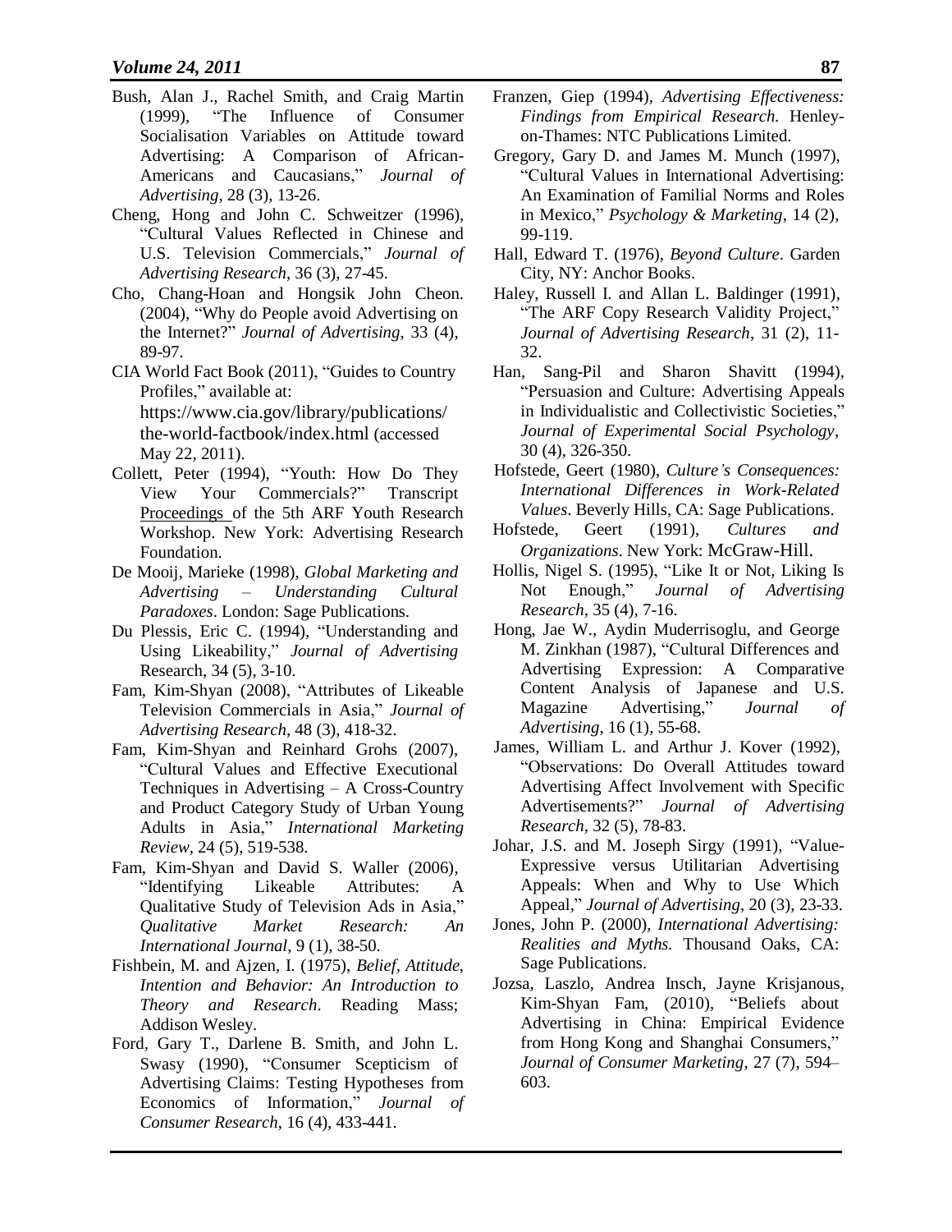Bush, Alan J., Rachel Smith, and Craig Martin (1999), "The Influence of Consumer Socialisation Variables on Attitude toward Advertising: A Comparison of African-Americans and Caucasians," *Journal of Advertising*, 28 (3), 13-26.

Cheng, Hong and John C. Schweitzer (1996), "Cultural Values Reflected in Chinese and U.S. Television Commercials," *Journal of Advertising Research*, 36 (3), 27-45.

Cho, Chang-Hoan and Hongsik John Cheon. (2004), "Why do People avoid Advertising on the Internet?" *Journal of Advertising*, 33 (4), 89-97.

CIA World Fact Book (2011), "Guides to Country Profiles," available at: https://www.cia.gov/library/publications/the-world-factbook/index.html (accessed May 22, 2011).

Collett, Peter (1994), "Youth: How Do They View Your Commercials?" Transcript Proceedings of the 5th ARF Youth Research Workshop. New York: Advertising Research Foundation.

De Mooij, Marieke (1998), *Global Marketing and Advertising – Understanding Cultural Paradoxes*. London: Sage Publications.

Du Plessis, Eric C. (1994), "Understanding and Using Likeability," *Journal of Advertising* Research, 34 (5), 3-10.

Fam, Kim-Shyan (2008), "Attributes of Likeable Television Commercials in Asia," *Journal of Advertising Research*, 48 (3), 418-32.

Fam, Kim-Shyan and Reinhard Grohs (2007), "Cultural Values and Effective Executional Techniques in Advertising – A Cross-Country and Product Category Study of Urban Young Adults in Asia," *International Marketing Review*, 24 (5), 519-538.

Fam, Kim-Shyan and David S. Waller (2006), "Identifying Likeable Attributes: A Qualitative Study of Television Ads in Asia," *Qualitative Market Research: An International Journal*, 9 (1), 38-50.

Fishbein, M. and Ajzen, I. (1975), *Belief, Attitude, Intention and Behavior: An Introduction to Theory and Research*. Reading Mass; Addison Wesley.

Ford, Gary T., Darlene B. Smith, and John L. Swasy (1990), "Consumer Scepticism of Advertising Claims: Testing Hypotheses from Economics of Information," *Journal of Consumer Research*, 16 (4), 433-441.

Franzen, Giep (1994), *Advertising Effectiveness: Findings from Empirical Research*. Henley-on-Thames: NTC Publications Limited.

Gregory, Gary D. and James M. Munch (1997), "Cultural Values in International Advertising: An Examination of Familial Norms and Roles in Mexico," *Psychology & Marketing*, 14 (2), 99-119.

Hall, Edward T. (1976), *Beyond Culture*. Garden City, NY: Anchor Books.

Haley, Russell I. and Allan L. Baldinger (1991), "The ARF Copy Research Validity Project," *Journal of Advertising Research*, 31 (2), 11-32.

Han, Sang-Pil and Sharon Shavitt (1994), "Persuasion and Culture: Advertising Appeals in Individualistic and Collectivistic Societies," *Journal of Experimental Social Psychology*, 30 (4), 326-350.

Hofstede, Geert (1980), *Culture's Consequences: International Differences in Work-Related Values*. Beverly Hills, CA: Sage Publications.

Hofstede, Geert (1991), *Cultures and Organizations*. New York: McGraw-Hill.

Hollis, Nigel S. (1995), "Like It or Not, Liking Is Not Enough," *Journal of Advertising Research*, 35 (4), 7-16.

Hong, Jae W., Aydin Muderrisoglu, and George M. Zinkhan (1987), "Cultural Differences and Advertising Expression: A Comparative Content Analysis of Japanese and U.S. Magazine Advertising," *Journal of Advertising*, 16 (1), 55-68.

James, William L. and Arthur J. Kover (1992), "Observations: Do Overall Attitudes toward Advertising Affect Involvement with Specific Advertisements?" *Journal of Advertising Research*, 32 (5), 78-83.

Johar, J.S. and M. Joseph Sirgy (1991), "Value-Expressive versus Utilitarian Advertising Appeals: When and Why to Use Which Appeal," *Journal of Advertising*, 20 (3), 23-33.

Jones, John P. (2000), *International Advertising: Realities and Myths.* Thousand Oaks, CA: Sage Publications.

Jozsa, Laszlo, Andrea Insch, Jayne Krisjanous, Kim-Shyan Fam, (2010), "Beliefs about Advertising in China: Empirical Evidence from Hong Kong and Shanghai Consumers," *Journal of Consumer Marketing*, 27 (7), 594–603.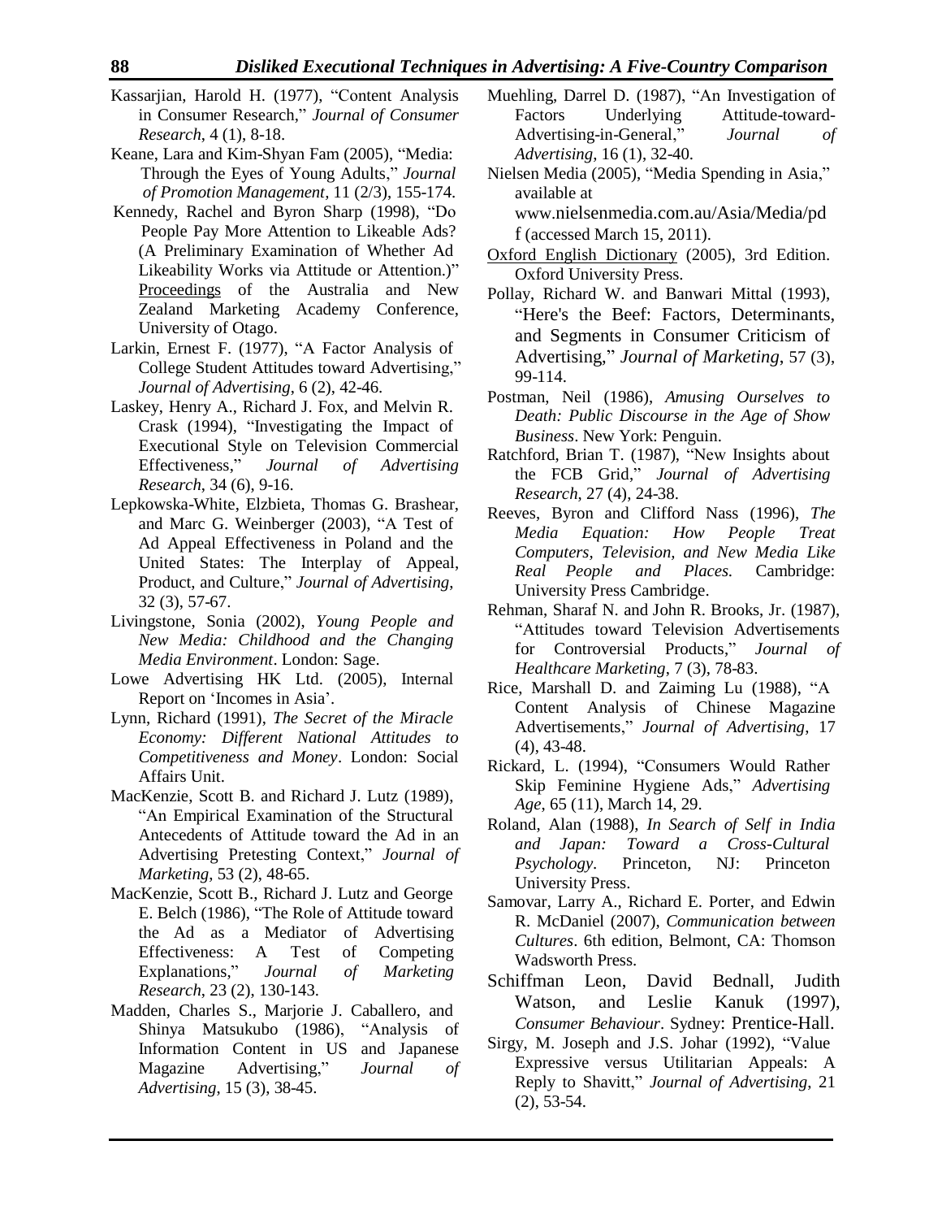Kassarjian, Harold H. (1977), "Content Analysis in Consumer Research," *Journal of Consumer Research*, 4 (1), 8-18.

Keane, Lara and Kim-Shyan Fam (2005), "Media: Through the Eyes of Young Adults," *Journal of Promotion Management*, 11 (2/3), 155-174.

Kennedy, Rachel and Byron Sharp (1998), "Do People Pay More Attention to Likeable Ads? (A Preliminary Examination of Whether Ad Likeability Works via Attitude or Attention.)" Proceedings of the Australia and New Zealand Marketing Academy Conference, University of Otago.

Larkin, Ernest F. (1977), "A Factor Analysis of College Student Attitudes toward Advertising," *Journal of Advertising*, 6 (2), 42-46.

Laskey, Henry A., Richard J. Fox, and Melvin R. Crask (1994), "Investigating the Impact of Executional Style on Television Commercial Effectiveness," *Journal of Advertising Research*, 34 (6), 9-16.

Lepkowska-White, Elzbieta, Thomas G. Brashear, and Marc G. Weinberger (2003), "A Test of Ad Appeal Effectiveness in Poland and the United States: The Interplay of Appeal, Product, and Culture," *Journal of Advertising*, 32 (3), 57-67.

Livingstone, Sonia (2002), *Young People and New Media: Childhood and the Changing Media Environment*. London: Sage.

Lowe Advertising HK Ltd. (2005), Internal Report on 'Incomes in Asia'.

Lynn, Richard (1991), *The Secret of the Miracle Economy: Different National Attitudes to Competitiveness and Money*. London: Social Affairs Unit.

MacKenzie, Scott B. and Richard J. Lutz (1989), "An Empirical Examination of the Structural Antecedents of Attitude toward the Ad in an Advertising Pretesting Context," *Journal of Marketing*, 53 (2), 48-65.

MacKenzie, Scott B., Richard J. Lutz and George E. Belch (1986), "The Role of Attitude toward the Ad as a Mediator of Advertising Effectiveness: A Test of Competing Explanations," *Journal of Marketing Research*, 23 (2), 130-143.

Madden, Charles S., Marjorie J. Caballero, and Shinya Matsukubo (1986), "Analysis of Information Content in US and Japanese Magazine Advertising," *Journal of Advertising*, 15 (3), 38-45.

Muehling, Darrel D. (1987), "An Investigation of Factors Underlying Attitude-toward-Advertising-in-General," *Journal of Advertising*, 16 (1), 32-40.

Nielsen Media (2005), "Media Spending in Asia," available at www.nielsenmedia.com.au/Asia/Media/pdf (accessed March 15, 2011).

Oxford English Dictionary (2005), 3rd Edition. Oxford University Press.

Pollay, Richard W. and Banwari Mittal (1993), "Here's the Beef: Factors, Determinants, and Segments in Consumer Criticism of Advertising," *Journal of Marketing*, 57 (3), 99-114.

Postman, Neil (1986), *Amusing Ourselves to Death: Public Discourse in the Age of Show Business*. New York: Penguin.

Ratchford, Brian T. (1987), "New Insights about the FCB Grid," *Journal of Advertising Research*, 27 (4), 24-38.

Reeves, Byron and Clifford Nass (1996), *The Media Equation: How People Treat Computers, Television, and New Media Like Real People and Places.* Cambridge: University Press Cambridge.

Rehman, Sharaf N. and John R. Brooks, Jr. (1987), "Attitudes toward Television Advertisements for Controversial Products," *Journal of Healthcare Marketing*, 7 (3), 78-83.

Rice, Marshall D. and Zaiming Lu (1988), "A Content Analysis of Chinese Magazine Advertisements," *Journal of Advertising*, 17 (4), 43-48.

Rickard, L. (1994), "Consumers Would Rather Skip Feminine Hygiene Ads," *Advertising Age*, 65 (11), March 14, 29.

Roland, Alan (1988), *In Search of Self in India and Japan: Toward a Cross-Cultural Psychology*. Princeton, NJ: Princeton University Press.

Samovar, Larry A., Richard E. Porter, and Edwin R. McDaniel (2007), *Communication between Cultures*. 6th edition, Belmont, CA: Thomson Wadsworth Press.

Schiffman Leon, David Bednall, Judith Watson, and Leslie Kanuk (1997), *Consumer Behaviour*. Sydney: Prentice-Hall.

Sirgy, M. Joseph and J.S. Johar (1992), "Value Expressive versus Utilitarian Appeals: A Reply to Shavitt," *Journal of Advertising*, 21 (2), 53-54.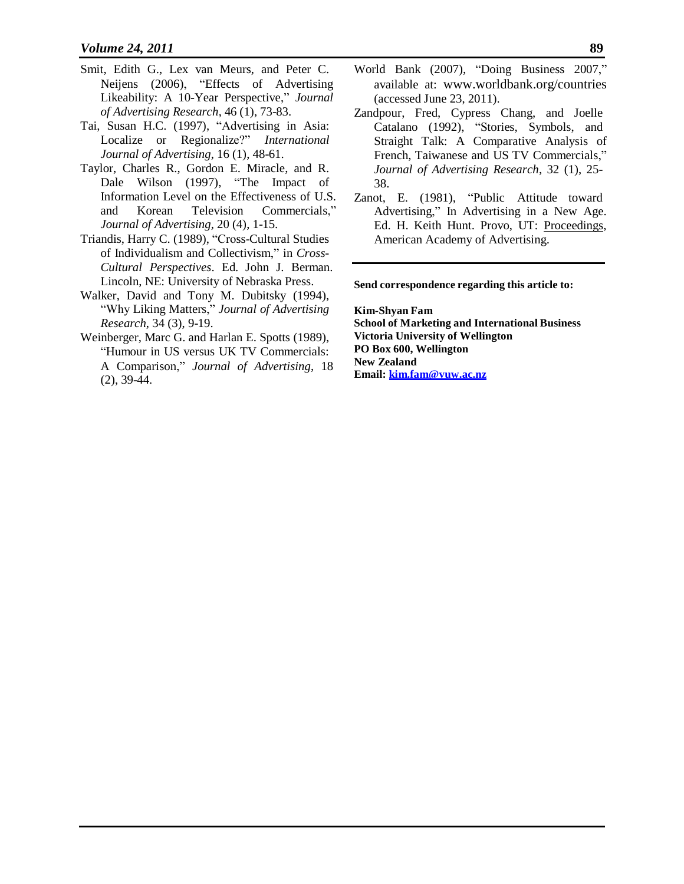Smit, Edith G., Lex van Meurs, and Peter C. Neijens (2006), "Effects of Advertising Likeability: A 10-Year Perspective," *Journal of Advertising Research*, 46 (1), 73-83.

Tai, Susan H.C. (1997), "Advertising in Asia: Localize or Regionalize?" *International Journal of Advertising*, 16 (1), 48-61.

Taylor, Charles R., Gordon E. Miracle, and R. Dale Wilson (1997), "The Impact of Information Level on the Effectiveness of U.S. and Korean Television Commercials," *Journal of Advertising*, 20 (4), 1-15.

Triandis, Harry C. (1989), "Cross-Cultural Studies of Individualism and Collectivism," in *Cross-Cultural Perspectives*. Ed. John J. Berman. Lincoln, NE: University of Nebraska Press.

Walker, David and Tony M. Dubitsky (1994), "Why Liking Matters," *Journal of Advertising Research*, 34 (3), 9-19.

Weinberger, Marc G. and Harlan E. Spotts (1989), "Humour in US versus UK TV Commercials: A Comparison," *Journal of Advertising*, 18 (2), 39-44.

World Bank (2007), "Doing Business 2007," available at: www.worldbank.org/countries (accessed June 23, 2011).

Zandpour, Fred, Cypress Chang, and Joelle Catalano (1992), "Stories, Symbols, and Straight Talk: A Comparative Analysis of French, Taiwanese and US TV Commercials," *Journal of Advertising Research*, 32 (1), 25-38.

Zanot, E. (1981), "Public Attitude toward Advertising," In Advertising in a New Age. Ed. H. Keith Hunt. Provo, UT: Proceedings, American Academy of Advertising.

---

**Send correspondence regarding this article to:**

**Kim-Shyan Fam**
**School of Marketing and International Business**
**Victoria University of Wellington**
**PO Box 600, Wellington**
**New Zealand**
**Email: kim.fam@vuw.ac.nz**